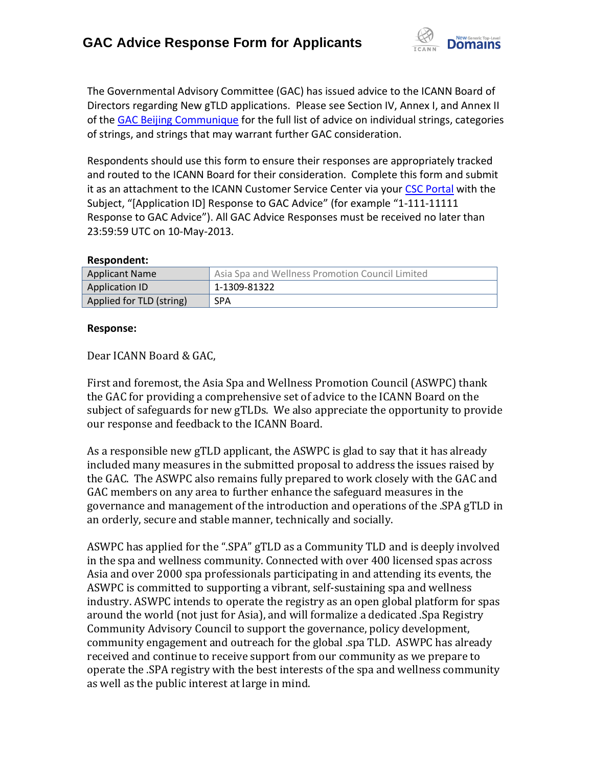# GAC Advice Response Form for Applicants

The Governmental Advisory Committee (GAC) has issued advice to the ICANN Board of Directors regarding New gTLD applications. Please see Section IV, Annex I, and Annex II of the GAC Beijing Communique for the full list of advice on individual strings, categories of strings, and strings that may warrant further GAC consideration.

Respondents should use this form to ensure their responses are appropriately tracked and routed to the ICANN Board for their consideration. Complete this form and submit it as an attachment to the ICANN Customer Service Center via your CSC Portal with the Subject, "[Application ID] Response to GAC Advice" (for example "1-111-11111 Response to GAC Advice"). All GAC Advice Responses must be received no later than 23:59:59 UTC on 10-May-2013.

**Respondent:**

| | |
|---|---|
| Applicant Name | Asia Spa and Wellness Promotion Council Limited |
| Application ID | 1-1309-81322 |
| Applied for TLD (string) | SPA |

**Response:**

Dear ICANN Board & GAC,

First and foremost, the Asia Spa and Wellness Promotion Council (ASWPC) thank the GAC for providing a comprehensive set of advice to the ICANN Board on the subject of safeguards for new gTLDs. We also appreciate the opportunity to provide our response and feedback to the ICANN Board.

As a responsible new gTLD applicant, the ASWPC is glad to say that it has already included many measures in the submitted proposal to address the issues raised by the GAC. The ASWPC also remains fully prepared to work closely with the GAC and GAC members on any area to further enhance the safeguard measures in the governance and management of the introduction and operations of the .SPA gTLD in an orderly, secure and stable manner, technically and socially.

ASWPC has applied for the ".SPA" gTLD as a Community TLD and is deeply involved in the spa and wellness community. Connected with over 400 licensed spas across Asia and over 2000 spa professionals participating in and attending its events, the ASWPC is committed to supporting a vibrant, self-sustaining spa and wellness industry. ASWPC intends to operate the registry as an open global platform for spas around the world (not just for Asia), and will formalize a dedicated .Spa Registry Community Advisory Council to support the governance, policy development, community engagement and outreach for the global .spa TLD. ASWPC has already received and continue to receive support from our community as we prepare to operate the .SPA registry with the best interests of the spa and wellness community as well as the public interest at large in mind.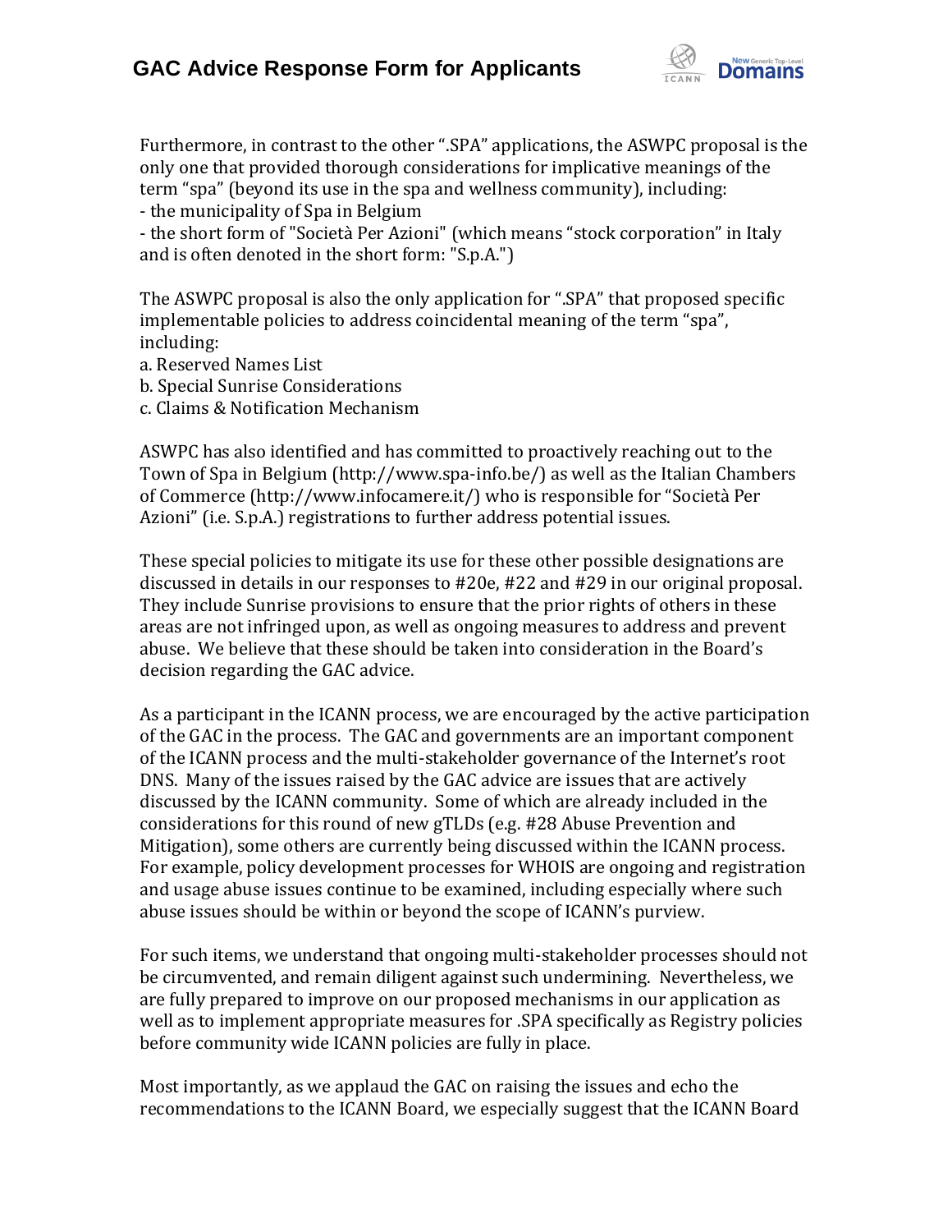Furthermore, in contrast to the other ".SPA" applications, the ASWPC proposal is the only one that provided thorough considerations for implicative meanings of the term "spa" (beyond its use in the spa and wellness community), including:
- the municipality of Spa in Belgium
- the short form of "Società Per Azioni" (which means "stock corporation" in Italy and is often denoted in the short form: "S.p.A.")

The ASWPC proposal is also the only application for ".SPA" that proposed specific implementable policies to address coincidental meaning of the term "spa", including:
a. Reserved Names List
b. Special Sunrise Considerations
c. Claims & Notification Mechanism

ASWPC has also identified and has committed to proactively reaching out to the Town of Spa in Belgium (http://www.spa-info.be/) as well as the Italian Chambers of Commerce (http://www.infocamere.it/) who is responsible for "Società Per Azioni" (i.e. S.p.A.) registrations to further address potential issues.

These special policies to mitigate its use for these other possible designations are discussed in details in our responses to #20e, #22 and #29 in our original proposal. They include Sunrise provisions to ensure that the prior rights of others in these areas are not infringed upon, as well as ongoing measures to address and prevent abuse. We believe that these should be taken into consideration in the Board's decision regarding the GAC advice.

As a participant in the ICANN process, we are encouraged by the active participation of the GAC in the process. The GAC and governments are an important component of the ICANN process and the multi-stakeholder governance of the Internet's root DNS. Many of the issues raised by the GAC advice are issues that are actively discussed by the ICANN community. Some of which are already included in the considerations for this round of new gTLDs (e.g. #28 Abuse Prevention and Mitigation), some others are currently being discussed within the ICANN process. For example, policy development processes for WHOIS are ongoing and registration and usage abuse issues continue to be examined, including especially where such abuse issues should be within or beyond the scope of ICANN's purview.

For such items, we understand that ongoing multi-stakeholder processes should not be circumvented, and remain diligent against such undermining. Nevertheless, we are fully prepared to improve on our proposed mechanisms in our application as well as to implement appropriate measures for .SPA specifically as Registry policies before community wide ICANN policies are fully in place.

Most importantly, as we applaud the GAC on raising the issues and echo the recommendations to the ICANN Board, we especially suggest that the ICANN Board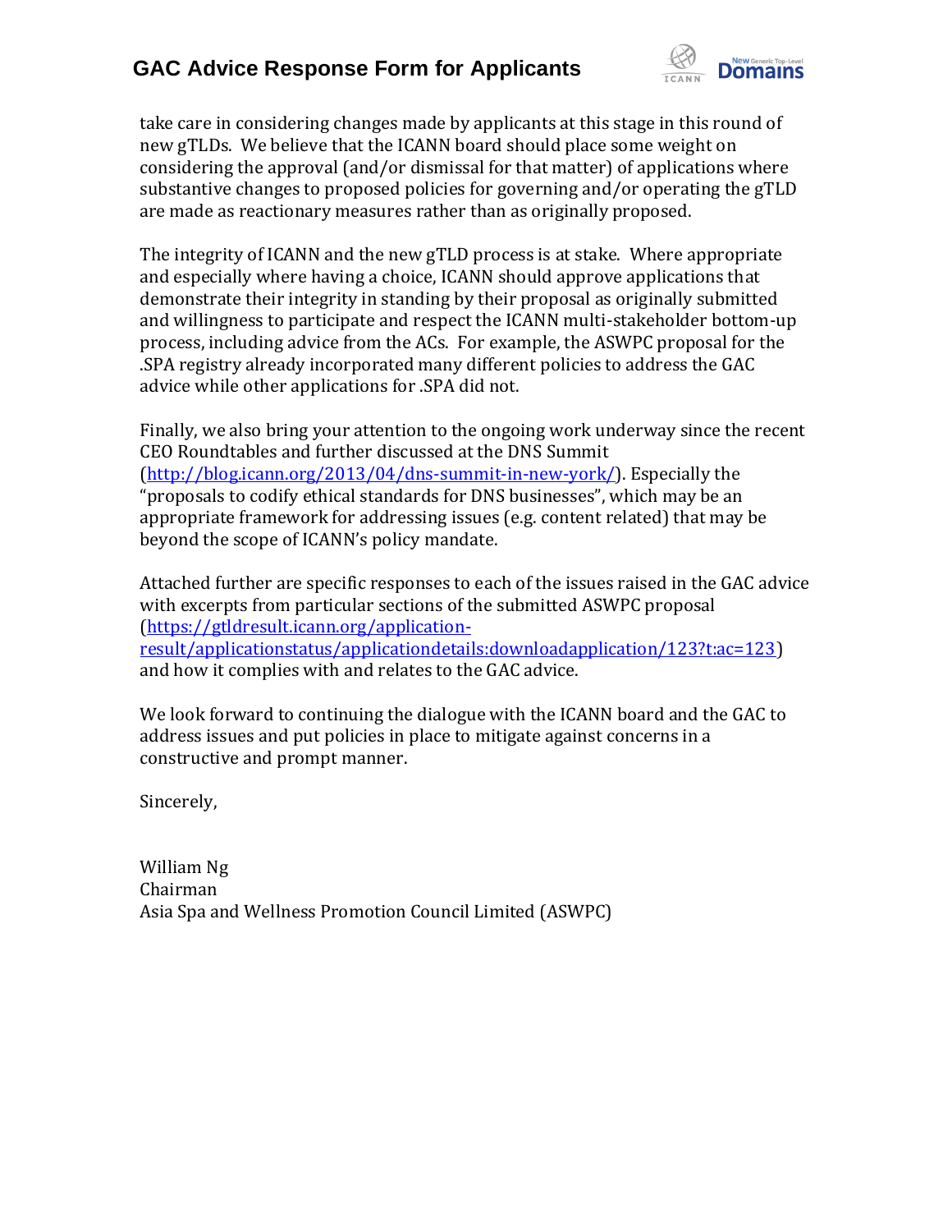take care in considering changes made by applicants at this stage in this round of new gTLDs. We believe that the ICANN board should place some weight on considering the approval (and/or dismissal for that matter) of applications where substantive changes to proposed policies for governing and/or operating the gTLD are made as reactionary measures rather than as originally proposed.

The integrity of ICANN and the new gTLD process is at stake. Where appropriate and especially where having a choice, ICANN should approve applications that demonstrate their integrity in standing by their proposal as originally submitted and willingness to participate and respect the ICANN multi-stakeholder bottom-up process, including advice from the ACs. For example, the ASWPC proposal for the .SPA registry already incorporated many different policies to address the GAC advice while other applications for .SPA did not.

Finally, we also bring your attention to the ongoing work underway since the recent CEO Roundtables and further discussed at the DNS Summit (http://blog.icann.org/2013/04/dns-summit-in-new-york/). Especially the "proposals to codify ethical standards for DNS businesses", which may be an appropriate framework for addressing issues (e.g. content related) that may be beyond the scope of ICANN's policy mandate.

Attached further are specific responses to each of the issues raised in the GAC advice with excerpts from particular sections of the submitted ASWPC proposal (https://gtldresult.icann.org/application-result/applicationstatus/applicationdetails:downloadapplication/123?t:ac=123) and how it complies with and relates to the GAC advice.

We look forward to continuing the dialogue with the ICANN board and the GAC to address issues and put policies in place to mitigate against concerns in a constructive and prompt manner.

Sincerely,

William Ng
Chairman
Asia Spa and Wellness Promotion Council Limited (ASWPC)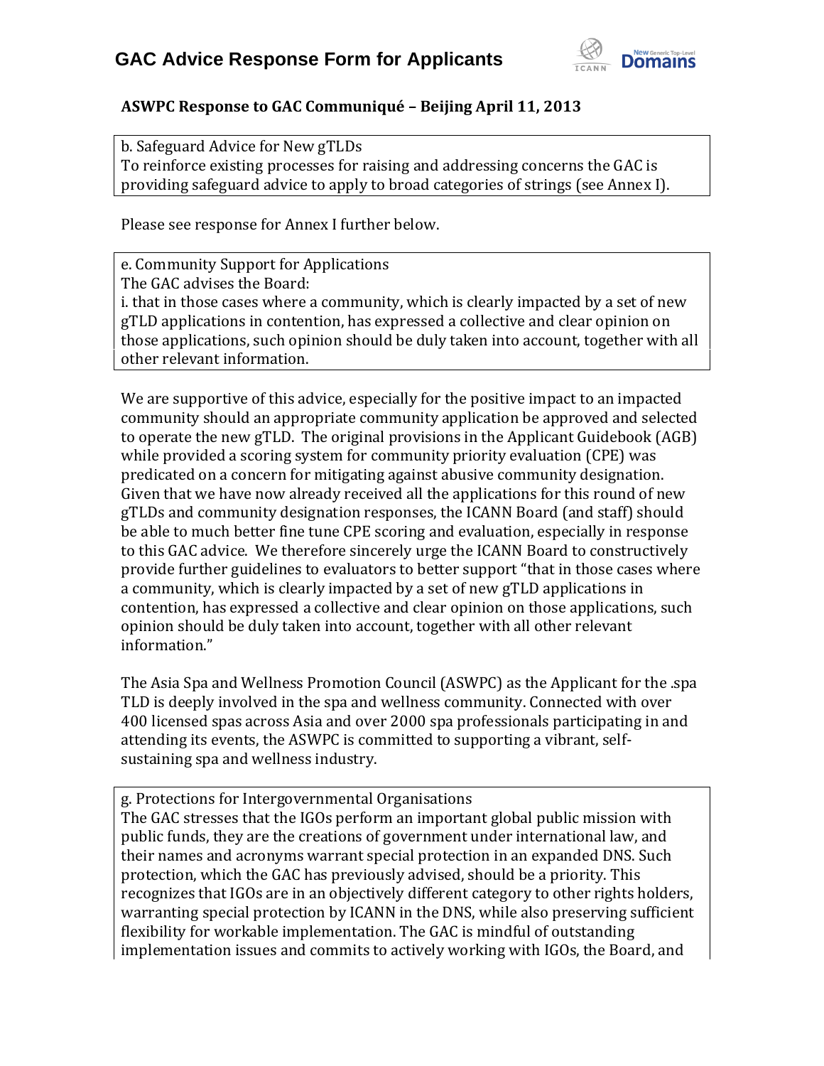# GAC Advice Response Form for Applicants

## ASWPC Response to GAC Communiqué – Beijing April 11, 2013

b. Safeguard Advice for New gTLDs
To reinforce existing processes for raising and addressing concerns the GAC is providing safeguard advice to apply to broad categories of strings (see Annex I).

Please see response for Annex I further below.

e. Community Support for Applications
The GAC advises the Board:
i. that in those cases where a community, which is clearly impacted by a set of new gTLD applications in contention, has expressed a collective and clear opinion on those applications, such opinion should be duly taken into account, together with all other relevant information.

We are supportive of this advice, especially for the positive impact to an impacted community should an appropriate community application be approved and selected to operate the new gTLD. The original provisions in the Applicant Guidebook (AGB) while provided a scoring system for community priority evaluation (CPE) was predicated on a concern for mitigating against abusive community designation. Given that we have now already received all the applications for this round of new gTLDs and community designation responses, the ICANN Board (and staff) should be able to much better fine tune CPE scoring and evaluation, especially in response to this GAC advice. We therefore sincerely urge the ICANN Board to constructively provide further guidelines to evaluators to better support "that in those cases where a community, which is clearly impacted by a set of new gTLD applications in contention, has expressed a collective and clear opinion on those applications, such opinion should be duly taken into account, together with all other relevant information."

The Asia Spa and Wellness Promotion Council (ASWPC) as the Applicant for the .spa TLD is deeply involved in the spa and wellness community. Connected with over 400 licensed spas across Asia and over 2000 spa professionals participating in and attending its events, the ASWPC is committed to supporting a vibrant, self-sustaining spa and wellness industry.

g. Protections for Intergovernmental Organisations
The GAC stresses that the IGOs perform an important global public mission with public funds, they are the creations of government under international law, and their names and acronyms warrant special protection in an expanded DNS. Such protection, which the GAC has previously advised, should be a priority. This recognizes that IGOs are in an objectively different category to other rights holders, warranting special protection by ICANN in the DNS, while also preserving sufficient flexibility for workable implementation. The GAC is mindful of outstanding implementation issues and commits to actively working with IGOs, the Board, and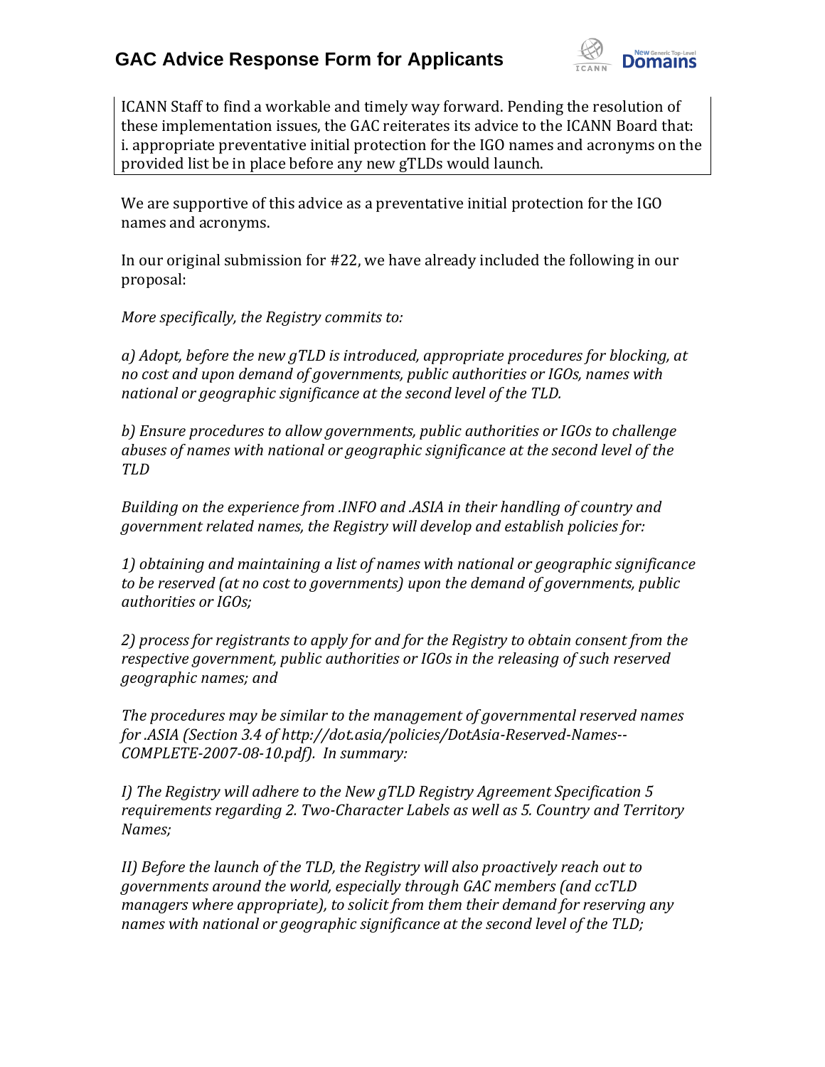ICANN Staff to find a workable and timely way forward. Pending the resolution of these implementation issues, the GAC reiterates its advice to the ICANN Board that: i. appropriate preventative initial protection for the IGO names and acronyms on the provided list be in place before any new gTLDs would launch.

We are supportive of this advice as a preventative initial protection for the IGO names and acronyms.

In our original submission for #22, we have already included the following in our proposal:

*More specifically, the Registry commits to:*

*a) Adopt, before the new gTLD is introduced, appropriate procedures for blocking, at no cost and upon demand of governments, public authorities or IGOs, names with national or geographic significance at the second level of the TLD.*

*b) Ensure procedures to allow governments, public authorities or IGOs to challenge abuses of names with national or geographic significance at the second level of the TLD*

*Building on the experience from .INFO and .ASIA in their handling of country and government related names, the Registry will develop and establish policies for:*

*1) obtaining and maintaining a list of names with national or geographic significance to be reserved (at no cost to governments) upon the demand of governments, public authorities or IGOs;*

*2) process for registrants to apply for and for the Registry to obtain consent from the respective government, public authorities or IGOs in the releasing of such reserved geographic names; and*

*The procedures may be similar to the management of governmental reserved names for .ASIA (Section 3.4 of http://dot.asia/policies/DotAsia-Reserved-Names--COMPLETE-2007-08-10.pdf). In summary:*

*I) The Registry will adhere to the New gTLD Registry Agreement Specification 5 requirements regarding 2. Two-Character Labels as well as 5. Country and Territory Names;*

*II) Before the launch of the TLD, the Registry will also proactively reach out to governments around the world, especially through GAC members (and ccTLD managers where appropriate), to solicit from them their demand for reserving any names with national or geographic significance at the second level of the TLD;*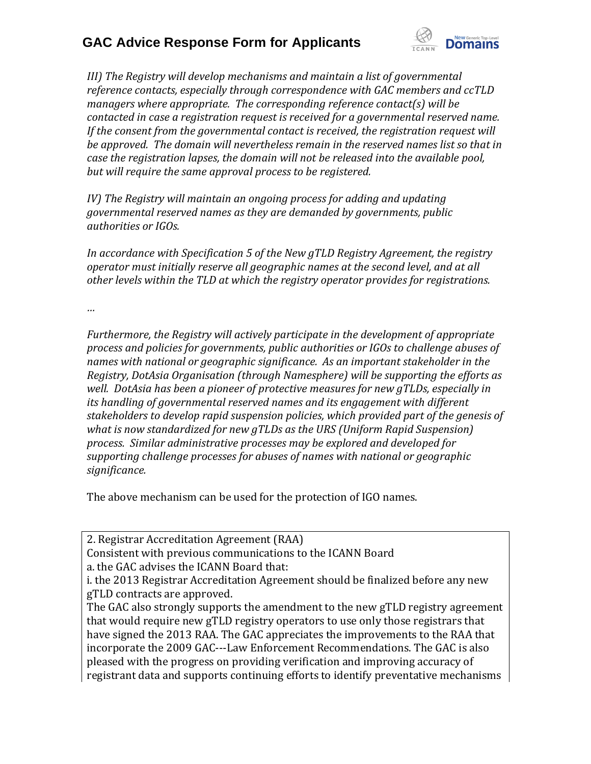*III) The Registry will develop mechanisms and maintain a list of governmental reference contacts, especially through correspondence with GAC members and ccTLD managers where appropriate. The corresponding reference contact(s) will be contacted in case a registration request is received for a governmental reserved name. If the consent from the governmental contact is received, the registration request will be approved. The domain will nevertheless remain in the reserved names list so that in case the registration lapses, the domain will not be released into the available pool, but will require the same approval process to be registered.*

*IV) The Registry will maintain an ongoing process for adding and updating governmental reserved names as they are demanded by governments, public authorities or IGOs.*

*In accordance with Specification 5 of the New gTLD Registry Agreement, the registry operator must initially reserve all geographic names at the second level, and at all other levels within the TLD at which the registry operator provides for registrations.*

*…*

*Furthermore, the Registry will actively participate in the development of appropriate process and policies for governments, public authorities or IGOs to challenge abuses of names with national or geographic significance. As an important stakeholder in the Registry, DotAsia Organisation (through Namesphere) will be supporting the efforts as well. DotAsia has been a pioneer of protective measures for new gTLDs, especially in its handling of governmental reserved names and its engagement with different stakeholders to develop rapid suspension policies, which provided part of the genesis of what is now standardized for new gTLDs as the URS (Uniform Rapid Suspension) process. Similar administrative processes may be explored and developed for supporting challenge processes for abuses of names with national or geographic significance.*

The above mechanism can be used for the protection of IGO names.

| 2. Registrar Accreditation Agreement (RAA)<br>Consistent with previous communications to the ICANN Board<br>a. the GAC advises the ICANN Board that:<br>i. the 2013 Registrar Accreditation Agreement should be finalized before any new gTLD contracts are approved.<br>The GAC also strongly supports the amendment to the new gTLD registry agreement that would require new gTLD registry operators to use only those registrars that have signed the 2013 RAA. The GAC appreciates the improvements to the RAA that incorporate the 2009 GAC---Law Enforcement Recommendations. The GAC is also pleased with the progress on providing verification and improving accuracy of registrant data and supports continuing efforts to identify preventative mechanisms |
|---|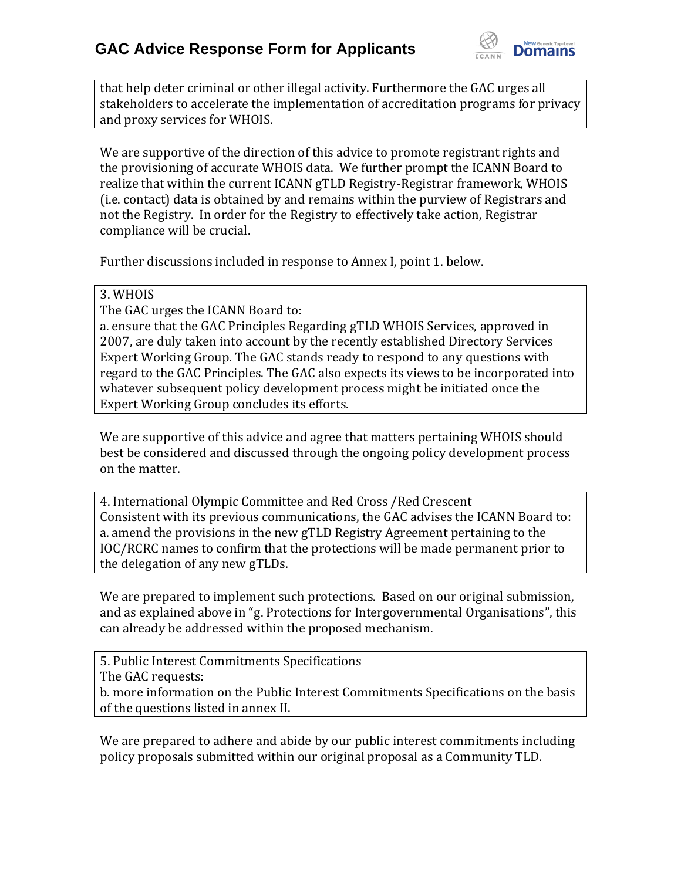that help deter criminal or other illegal activity. Furthermore the GAC urges all stakeholders to accelerate the implementation of accreditation programs for privacy and proxy services for WHOIS.

We are supportive of the direction of this advice to promote registrant rights and the provisioning of accurate WHOIS data. We further prompt the ICANN Board to realize that within the current ICANN gTLD Registry-Registrar framework, WHOIS (i.e. contact) data is obtained by and remains within the purview of Registrars and not the Registry. In order for the Registry to effectively take action, Registrar compliance will be crucial.

Further discussions included in response to Annex I, point 1. below.

3. WHOIS
The GAC urges the ICANN Board to:
a. ensure that the GAC Principles Regarding gTLD WHOIS Services, approved in 2007, are duly taken into account by the recently established Directory Services Expert Working Group. The GAC stands ready to respond to any questions with regard to the GAC Principles. The GAC also expects its views to be incorporated into whatever subsequent policy development process might be initiated once the Expert Working Group concludes its efforts.

We are supportive of this advice and agree that matters pertaining WHOIS should best be considered and discussed through the ongoing policy development process on the matter.

4. International Olympic Committee and Red Cross /Red Crescent
Consistent with its previous communications, the GAC advises the ICANN Board to:
a. amend the provisions in the new gTLD Registry Agreement pertaining to the IOC/RCRC names to confirm that the protections will be made permanent prior to the delegation of any new gTLDs.

We are prepared to implement such protections. Based on our original submission, and as explained above in "g. Protections for Intergovernmental Organisations", this can already be addressed within the proposed mechanism.

5. Public Interest Commitments Specifications
The GAC requests:
b. more information on the Public Interest Commitments Specifications on the basis of the questions listed in annex II.

We are prepared to adhere and abide by our public interest commitments including policy proposals submitted within our original proposal as a Community TLD.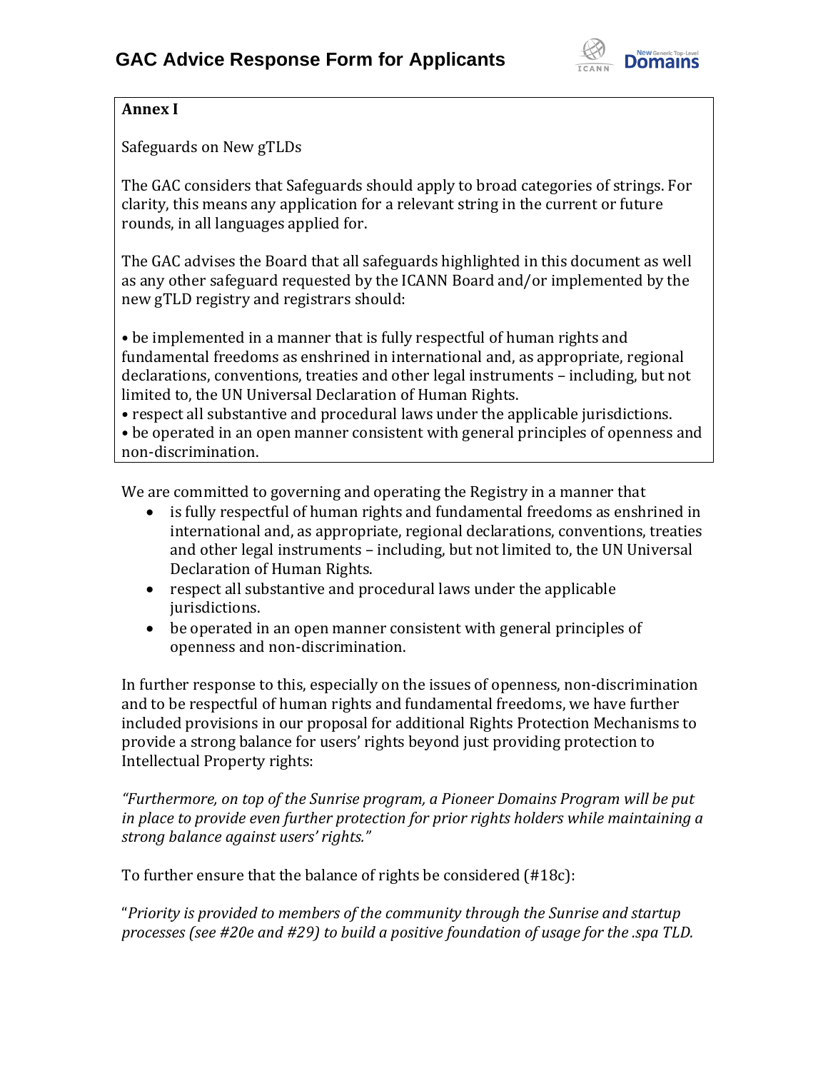**Annex I**

Safeguards on New gTLDs

The GAC considers that Safeguards should apply to broad categories of strings. For clarity, this means any application for a relevant string in the current or future rounds, in all languages applied for.

The GAC advises the Board that all safeguards highlighted in this document as well as any other safeguard requested by the ICANN Board and/or implemented by the new gTLD registry and registrars should:

• be implemented in a manner that is fully respectful of human rights and fundamental freedoms as enshrined in international and, as appropriate, regional declarations, conventions, treaties and other legal instruments – including, but not limited to, the UN Universal Declaration of Human Rights.
• respect all substantive and procedural laws under the applicable jurisdictions.
• be operated in an open manner consistent with general principles of openness and non-discrimination.

We are committed to governing and operating the Registry in a manner that

- is fully respectful of human rights and fundamental freedoms as enshrined in international and, as appropriate, regional declarations, conventions, treaties and other legal instruments – including, but not limited to, the UN Universal Declaration of Human Rights.
- respect all substantive and procedural laws under the applicable jurisdictions.
- be operated in an open manner consistent with general principles of openness and non-discrimination.

In further response to this, especially on the issues of openness, non-discrimination and to be respectful of human rights and fundamental freedoms, we have further included provisions in our proposal for additional Rights Protection Mechanisms to provide a strong balance for users' rights beyond just providing protection to Intellectual Property rights:

*"Furthermore, on top of the Sunrise program, a Pioneer Domains Program will be put in place to provide even further protection for prior rights holders while maintaining a strong balance against users' rights."*

To further ensure that the balance of rights be considered (#18c):

"*Priority is provided to members of the community through the Sunrise and startup processes (see #20e and #29) to build a positive foundation of usage for the .spa TLD.*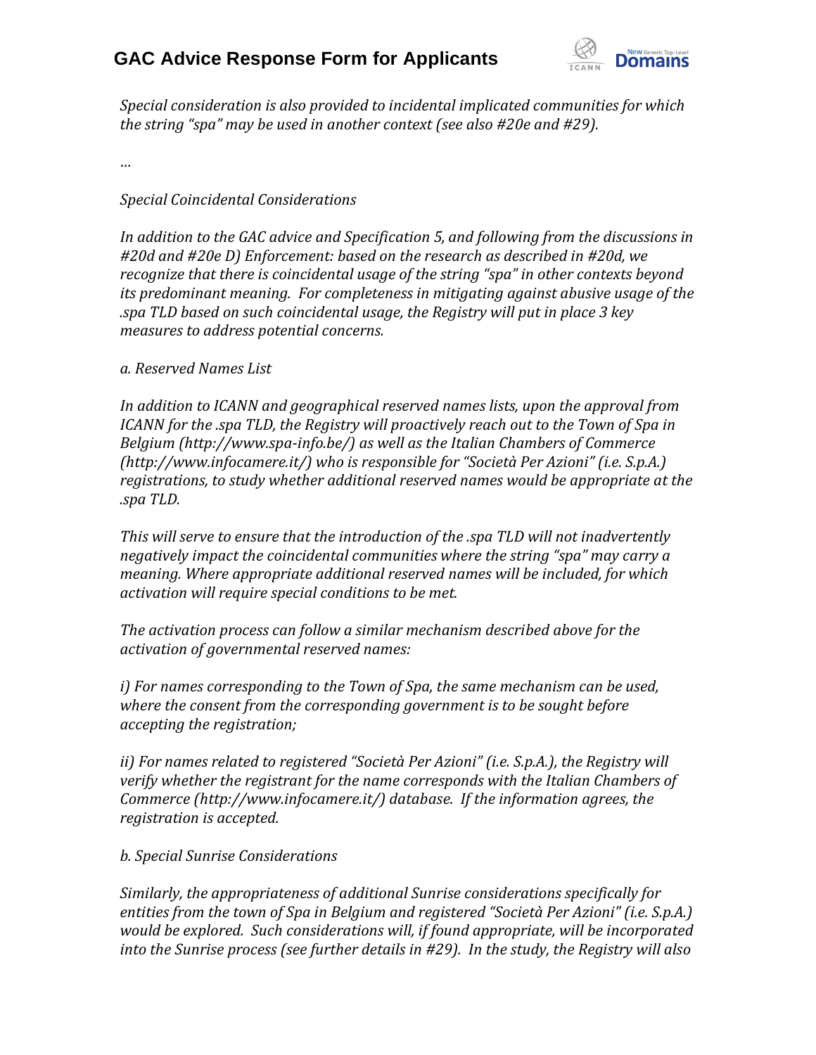*Special consideration is also provided to incidental implicated communities for which the string "spa" may be used in another context (see also #20e and #29).*

*…*

*Special Coincidental Considerations*

*In addition to the GAC advice and Specification 5, and following from the discussions in #20d and #20e D) Enforcement: based on the research as described in #20d, we recognize that there is coincidental usage of the string "spa" in other contexts beyond its predominant meaning. For completeness in mitigating against abusive usage of the .spa TLD based on such coincidental usage, the Registry will put in place 3 key measures to address potential concerns.*

*a. Reserved Names List*

*In addition to ICANN and geographical reserved names lists, upon the approval from ICANN for the .spa TLD, the Registry will proactively reach out to the Town of Spa in Belgium (http://www.spa-info.be/) as well as the Italian Chambers of Commerce (http://www.infocamere.it/) who is responsible for "Società Per Azioni" (i.e. S.p.A.) registrations, to study whether additional reserved names would be appropriate at the .spa TLD.*

*This will serve to ensure that the introduction of the .spa TLD will not inadvertently negatively impact the coincidental communities where the string "spa" may carry a meaning. Where appropriate additional reserved names will be included, for which activation will require special conditions to be met.*

*The activation process can follow a similar mechanism described above for the activation of governmental reserved names:*

*i) For names corresponding to the Town of Spa, the same mechanism can be used, where the consent from the corresponding government is to be sought before accepting the registration;*

*ii) For names related to registered "Società Per Azioni" (i.e. S.p.A.), the Registry will verify whether the registrant for the name corresponds with the Italian Chambers of Commerce (http://www.infocamere.it/) database. If the information agrees, the registration is accepted.*

*b. Special Sunrise Considerations*

*Similarly, the appropriateness of additional Sunrise considerations specifically for entities from the town of Spa in Belgium and registered "Società Per Azioni" (i.e. S.p.A.) would be explored. Such considerations will, if found appropriate, will be incorporated into the Sunrise process (see further details in #29). In the study, the Registry will also*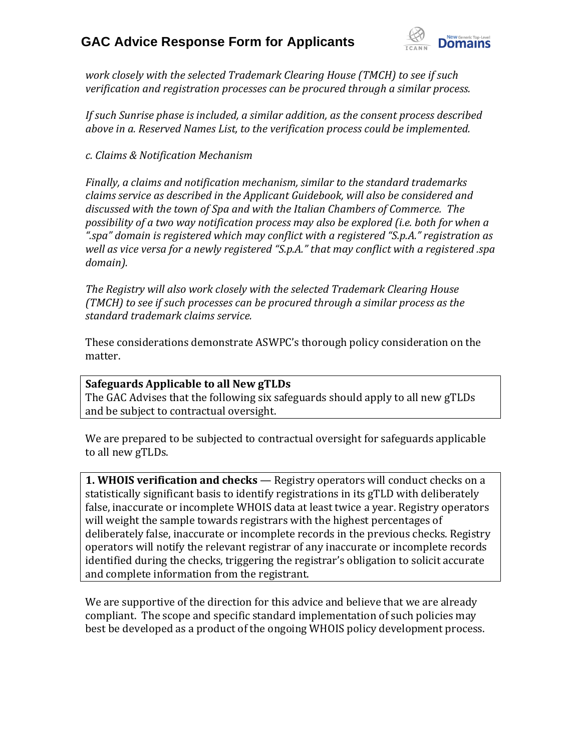*work closely with the selected Trademark Clearing House (TMCH) to see if such verification and registration processes can be procured through a similar process.*

*If such Sunrise phase is included, a similar addition, as the consent process described above in a. Reserved Names List, to the verification process could be implemented.*

*c. Claims & Notification Mechanism*

*Finally, a claims and notification mechanism, similar to the standard trademarks claims service as described in the Applicant Guidebook, will also be considered and discussed with the town of Spa and with the Italian Chambers of Commerce. The possibility of a two way notification process may also be explored (i.e. both for when a ".spa" domain is registered which may conflict with a registered "S.p.A." registration as well as vice versa for a newly registered "S.p.A." that may conflict with a registered .spa domain).*

*The Registry will also work closely with the selected Trademark Clearing House (TMCH) to see if such processes can be procured through a similar process as the standard trademark claims service.*

These considerations demonstrate ASWPC's thorough policy consideration on the matter.

**Safeguards Applicable to all New gTLDs**
The GAC Advises that the following six safeguards should apply to all new gTLDs and be subject to contractual oversight.

We are prepared to be subjected to contractual oversight for safeguards applicable to all new gTLDs.

**1. WHOIS verification and checks** — Registry operators will conduct checks on a statistically significant basis to identify registrations in its gTLD with deliberately false, inaccurate or incomplete WHOIS data at least twice a year. Registry operators will weight the sample towards registrars with the highest percentages of deliberately false, inaccurate or incomplete records in the previous checks. Registry operators will notify the relevant registrar of any inaccurate or incomplete records identified during the checks, triggering the registrar's obligation to solicit accurate and complete information from the registrant.

We are supportive of the direction for this advice and believe that we are already compliant. The scope and specific standard implementation of such policies may best be developed as a product of the ongoing WHOIS policy development process.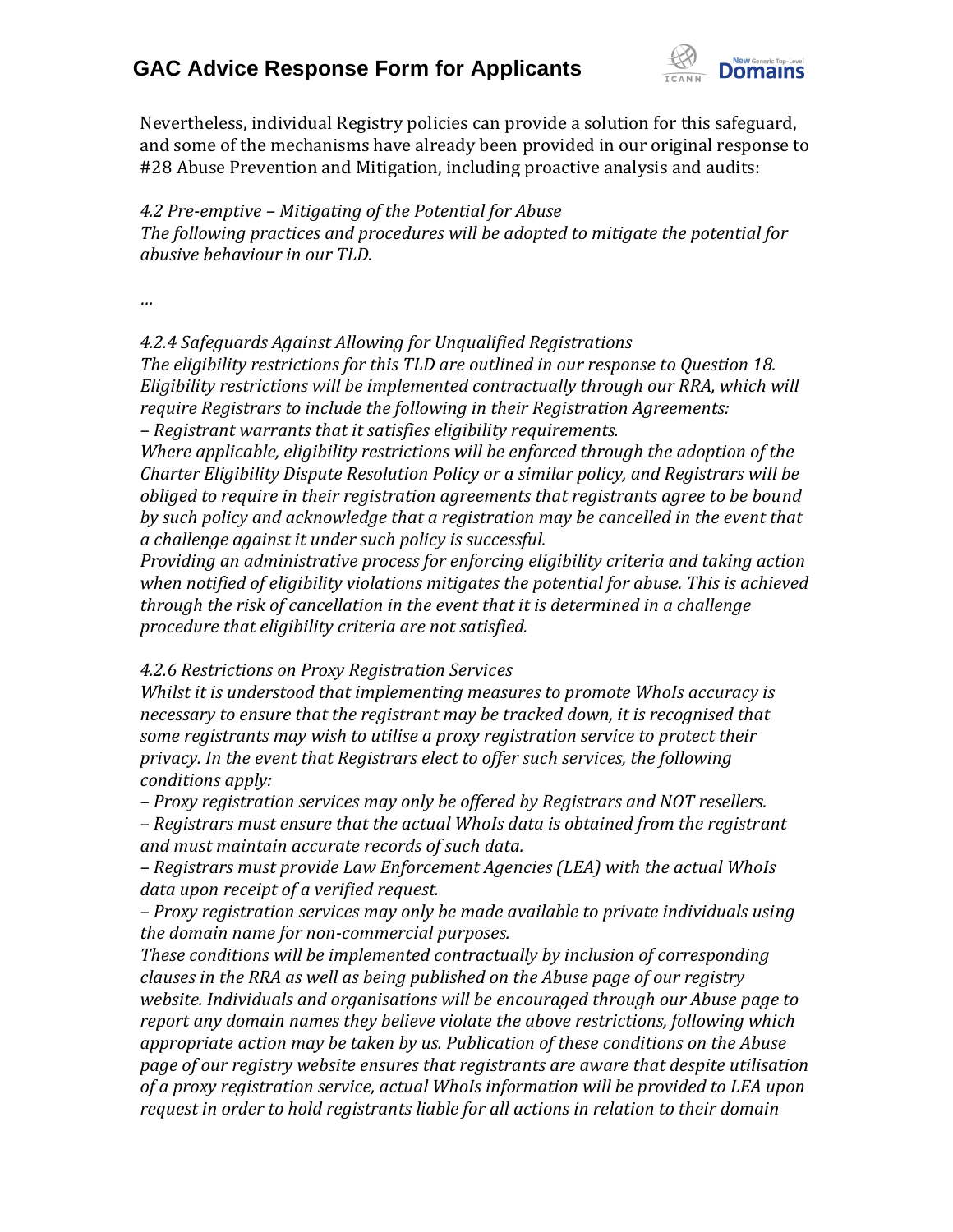Nevertheless, individual Registry policies can provide a solution for this safeguard, and some of the mechanisms have already been provided in our original response to #28 Abuse Prevention and Mitigation, including proactive analysis and audits:

*4.2 Pre-emptive – Mitigating of the Potential for Abuse*
*The following practices and procedures will be adopted to mitigate the potential for abusive behaviour in our TLD.*

*…*

*4.2.4 Safeguards Against Allowing for Unqualified Registrations*
*The eligibility restrictions for this TLD are outlined in our response to Question 18. Eligibility restrictions will be implemented contractually through our RRA, which will require Registrars to include the following in their Registration Agreements:*
*– Registrant warrants that it satisfies eligibility requirements.*
*Where applicable, eligibility restrictions will be enforced through the adoption of the Charter Eligibility Dispute Resolution Policy or a similar policy, and Registrars will be obliged to require in their registration agreements that registrants agree to be bound by such policy and acknowledge that a registration may be cancelled in the event that a challenge against it under such policy is successful.*
*Providing an administrative process for enforcing eligibility criteria and taking action when notified of eligibility violations mitigates the potential for abuse. This is achieved through the risk of cancellation in the event that it is determined in a challenge procedure that eligibility criteria are not satisfied.*

*4.2.6 Restrictions on Proxy Registration Services*
*Whilst it is understood that implementing measures to promote WhoIs accuracy is necessary to ensure that the registrant may be tracked down, it is recognised that some registrants may wish to utilise a proxy registration service to protect their privacy. In the event that Registrars elect to offer such services, the following conditions apply:*
*– Proxy registration services may only be offered by Registrars and NOT resellers.*
*– Registrars must ensure that the actual WhoIs data is obtained from the registrant and must maintain accurate records of such data.*
*– Registrars must provide Law Enforcement Agencies (LEA) with the actual WhoIs data upon receipt of a verified request.*
*– Proxy registration services may only be made available to private individuals using the domain name for non-commercial purposes.*
*These conditions will be implemented contractually by inclusion of corresponding clauses in the RRA as well as being published on the Abuse page of our registry website. Individuals and organisations will be encouraged through our Abuse page to report any domain names they believe violate the above restrictions, following which appropriate action may be taken by us. Publication of these conditions on the Abuse page of our registry website ensures that registrants are aware that despite utilisation of a proxy registration service, actual WhoIs information will be provided to LEA upon request in order to hold registrants liable for all actions in relation to their domain*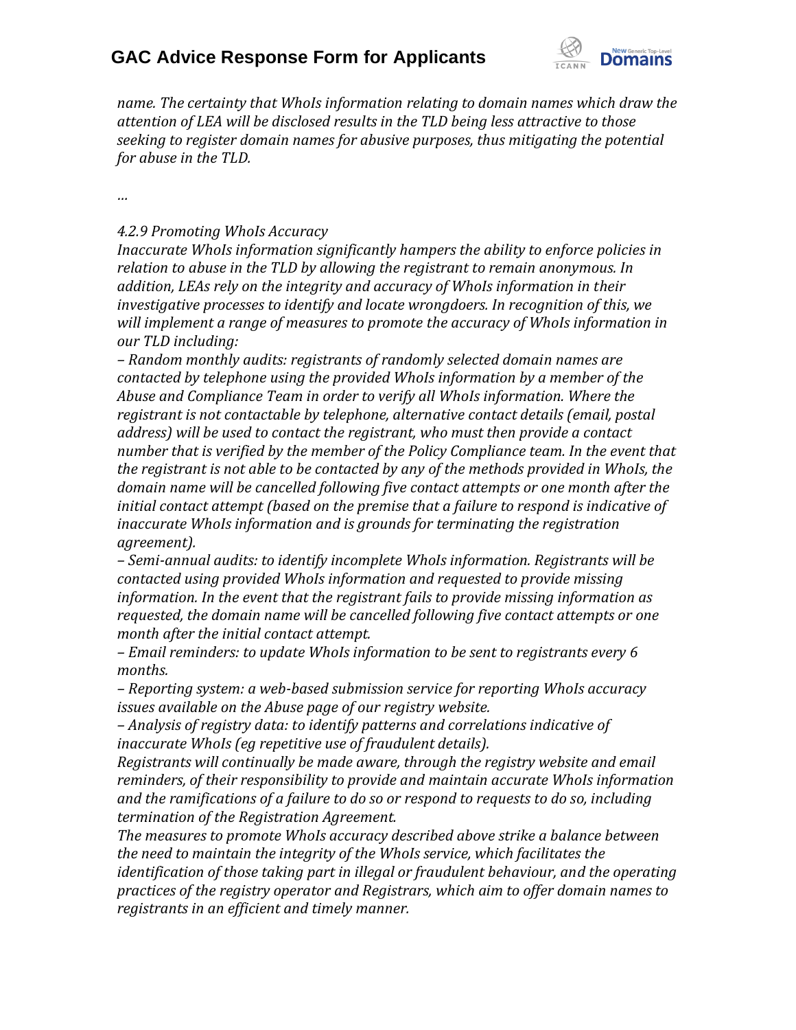*name. The certainty that WhoIs information relating to domain names which draw the attention of LEA will be disclosed results in the TLD being less attractive to those seeking to register domain names for abusive purposes, thus mitigating the potential for abuse in the TLD.*

*…*

*4.2.9 Promoting WhoIs Accuracy*
*Inaccurate WhoIs information significantly hampers the ability to enforce policies in relation to abuse in the TLD by allowing the registrant to remain anonymous. In addition, LEAs rely on the integrity and accuracy of WhoIs information in their investigative processes to identify and locate wrongdoers. In recognition of this, we will implement a range of measures to promote the accuracy of WhoIs information in our TLD including:*
*– Random monthly audits: registrants of randomly selected domain names are contacted by telephone using the provided WhoIs information by a member of the Abuse and Compliance Team in order to verify all WhoIs information. Where the registrant is not contactable by telephone, alternative contact details (email, postal address) will be used to contact the registrant, who must then provide a contact number that is verified by the member of the Policy Compliance team. In the event that the registrant is not able to be contacted by any of the methods provided in WhoIs, the domain name will be cancelled following five contact attempts or one month after the initial contact attempt (based on the premise that a failure to respond is indicative of inaccurate WhoIs information and is grounds for terminating the registration agreement).*
*– Semi-annual audits: to identify incomplete WhoIs information. Registrants will be contacted using provided WhoIs information and requested to provide missing information. In the event that the registrant fails to provide missing information as requested, the domain name will be cancelled following five contact attempts or one month after the initial contact attempt.*
*– Email reminders: to update WhoIs information to be sent to registrants every 6 months.*
*– Reporting system: a web-based submission service for reporting WhoIs accuracy issues available on the Abuse page of our registry website.*
*– Analysis of registry data: to identify patterns and correlations indicative of inaccurate WhoIs (eg repetitive use of fraudulent details).*
*Registrants will continually be made aware, through the registry website and email reminders, of their responsibility to provide and maintain accurate WhoIs information and the ramifications of a failure to do so or respond to requests to do so, including termination of the Registration Agreement.*
*The measures to promote WhoIs accuracy described above strike a balance between the need to maintain the integrity of the WhoIs service, which facilitates the identification of those taking part in illegal or fraudulent behaviour, and the operating practices of the registry operator and Registrars, which aim to offer domain names to registrants in an efficient and timely manner.*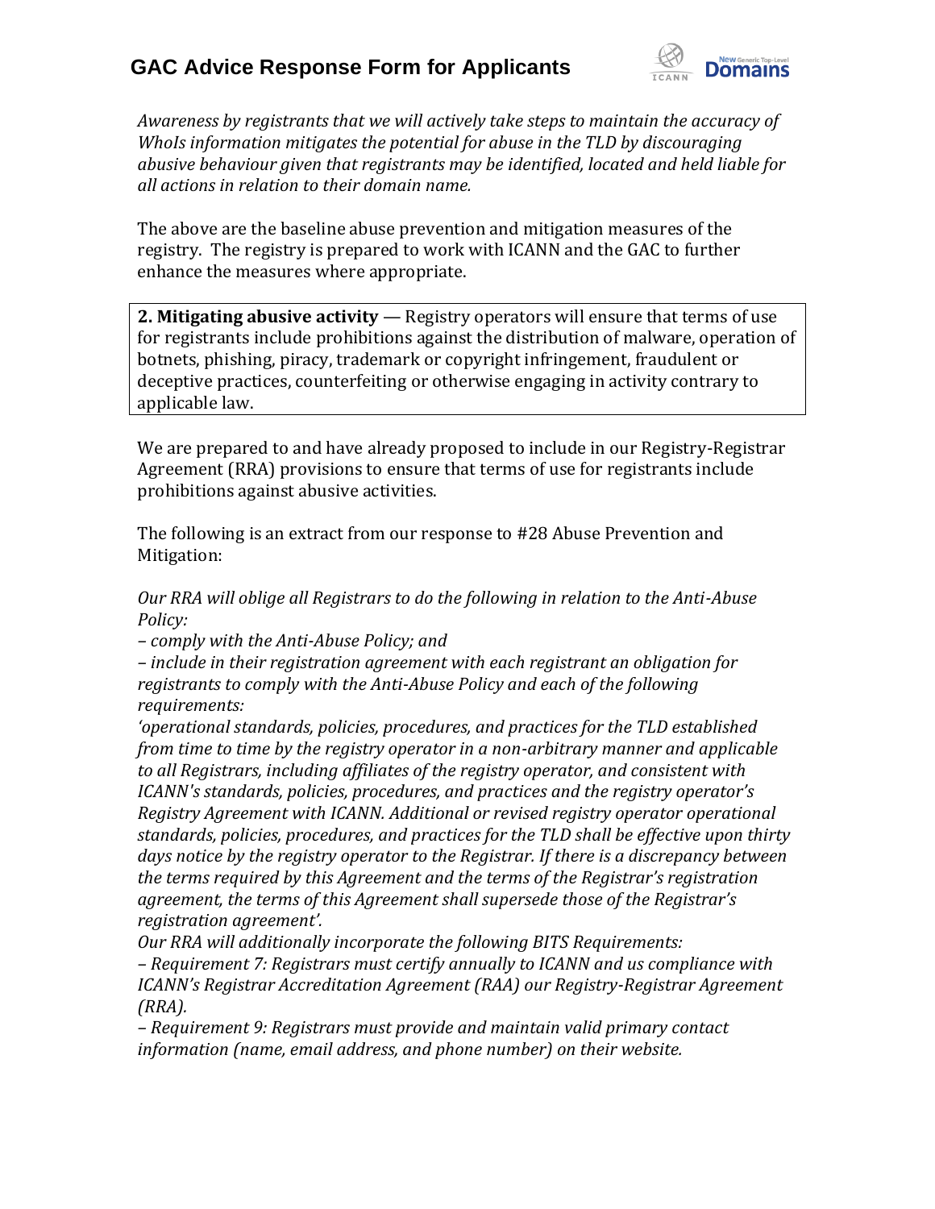*Awareness by registrants that we will actively take steps to maintain the accuracy of WhoIs information mitigates the potential for abuse in the TLD by discouraging abusive behaviour given that registrants may be identified, located and held liable for all actions in relation to their domain name.*

The above are the baseline abuse prevention and mitigation measures of the registry. The registry is prepared to work with ICANN and the GAC to further enhance the measures where appropriate.

**2. Mitigating abusive activity** — Registry operators will ensure that terms of use for registrants include prohibitions against the distribution of malware, operation of botnets, phishing, piracy, trademark or copyright infringement, fraudulent or deceptive practices, counterfeiting or otherwise engaging in activity contrary to applicable law.

We are prepared to and have already proposed to include in our Registry-Registrar Agreement (RRA) provisions to ensure that terms of use for registrants include prohibitions against abusive activities.

The following is an extract from our response to #28 Abuse Prevention and Mitigation:

*Our RRA will oblige all Registrars to do the following in relation to the Anti-Abuse Policy:*
*– comply with the Anti-Abuse Policy; and*
*– include in their registration agreement with each registrant an obligation for registrants to comply with the Anti-Abuse Policy and each of the following requirements:*
*'operational standards, policies, procedures, and practices for the TLD established from time to time by the registry operator in a non-arbitrary manner and applicable to all Registrars, including affiliates of the registry operator, and consistent with ICANN's standards, policies, procedures, and practices and the registry operator's Registry Agreement with ICANN. Additional or revised registry operator operational standards, policies, procedures, and practices for the TLD shall be effective upon thirty days notice by the registry operator to the Registrar. If there is a discrepancy between the terms required by this Agreement and the terms of the Registrar's registration agreement, the terms of this Agreement shall supersede those of the Registrar's registration agreement'.*
*Our RRA will additionally incorporate the following BITS Requirements:*
*– Requirement 7: Registrars must certify annually to ICANN and us compliance with ICANN's Registrar Accreditation Agreement (RAA) our Registry-Registrar Agreement (RRA).*
*– Requirement 9: Registrars must provide and maintain valid primary contact information (name, email address, and phone number) on their website.*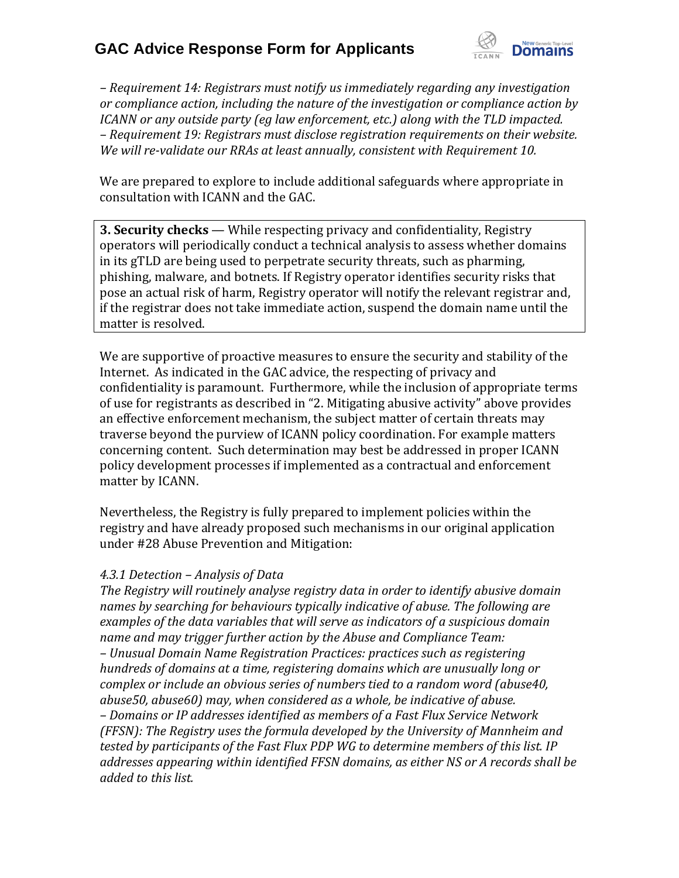*– Requirement 14: Registrars must notify us immediately regarding any investigation or compliance action, including the nature of the investigation or compliance action by ICANN or any outside party (eg law enforcement, etc.) along with the TLD impacted.*
*– Requirement 19: Registrars must disclose registration requirements on their website. We will re-validate our RRAs at least annually, consistent with Requirement 10.*

We are prepared to explore to include additional safeguards where appropriate in consultation with ICANN and the GAC.

**3. Security checks** — While respecting privacy and confidentiality, Registry operators will periodically conduct a technical analysis to assess whether domains in its gTLD are being used to perpetrate security threats, such as pharming, phishing, malware, and botnets. If Registry operator identifies security risks that pose an actual risk of harm, Registry operator will notify the relevant registrar and, if the registrar does not take immediate action, suspend the domain name until the matter is resolved.

We are supportive of proactive measures to ensure the security and stability of the Internet. As indicated in the GAC advice, the respecting of privacy and confidentiality is paramount. Furthermore, while the inclusion of appropriate terms of use for registrants as described in "2. Mitigating abusive activity" above provides an effective enforcement mechanism, the subject matter of certain threats may traverse beyond the purview of ICANN policy coordination. For example matters concerning content. Such determination may best be addressed in proper ICANN policy development processes if implemented as a contractual and enforcement matter by ICANN.

Nevertheless, the Registry is fully prepared to implement policies within the registry and have already proposed such mechanisms in our original application under #28 Abuse Prevention and Mitigation:

*4.3.1 Detection – Analysis of Data*
*The Registry will routinely analyse registry data in order to identify abusive domain names by searching for behaviours typically indicative of abuse. The following are examples of the data variables that will serve as indicators of a suspicious domain name and may trigger further action by the Abuse and Compliance Team:*
*– Unusual Domain Name Registration Practices: practices such as registering hundreds of domains at a time, registering domains which are unusually long or complex or include an obvious series of numbers tied to a random word (abuse40, abuse50, abuse60) may, when considered as a whole, be indicative of abuse.*
*– Domains or IP addresses identified as members of a Fast Flux Service Network (FFSN): The Registry uses the formula developed by the University of Mannheim and tested by participants of the Fast Flux PDP WG to determine members of this list. IP addresses appearing within identified FFSN domains, as either NS or A records shall be added to this list.*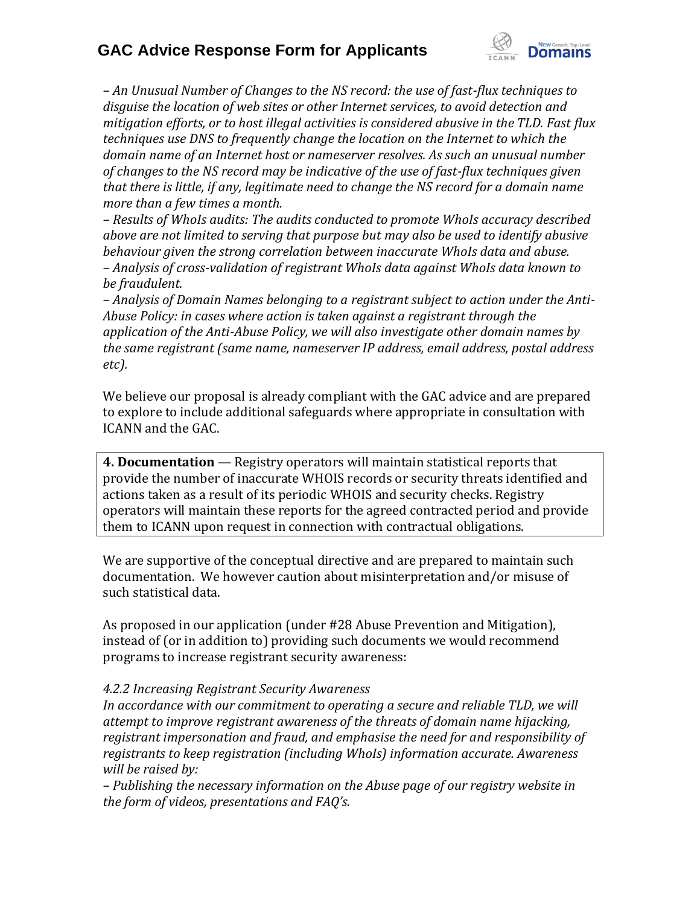*– An Unusual Number of Changes to the NS record: the use of fast-flux techniques to disguise the location of web sites or other Internet services, to avoid detection and mitigation efforts, or to host illegal activities is considered abusive in the TLD. Fast flux techniques use DNS to frequently change the location on the Internet to which the domain name of an Internet host or nameserver resolves. As such an unusual number of changes to the NS record may be indicative of the use of fast-flux techniques given that there is little, if any, legitimate need to change the NS record for a domain name more than a few times a month.*
*– Results of WhoIs audits: The audits conducted to promote WhoIs accuracy described above are not limited to serving that purpose but may also be used to identify abusive behaviour given the strong correlation between inaccurate WhoIs data and abuse.*
*– Analysis of cross-validation of registrant WhoIs data against WhoIs data known to be fraudulent.*
*– Analysis of Domain Names belonging to a registrant subject to action under the Anti-Abuse Policy: in cases where action is taken against a registrant through the application of the Anti-Abuse Policy, we will also investigate other domain names by the same registrant (same name, nameserver IP address, email address, postal address etc).*

We believe our proposal is already compliant with the GAC advice and are prepared to explore to include additional safeguards where appropriate in consultation with ICANN and the GAC.

**4. Documentation** — Registry operators will maintain statistical reports that provide the number of inaccurate WHOIS records or security threats identified and actions taken as a result of its periodic WHOIS and security checks. Registry operators will maintain these reports for the agreed contracted period and provide them to ICANN upon request in connection with contractual obligations.

We are supportive of the conceptual directive and are prepared to maintain such documentation. We however caution about misinterpretation and/or misuse of such statistical data.

As proposed in our application (under #28 Abuse Prevention and Mitigation), instead of (or in addition to) providing such documents we would recommend programs to increase registrant security awareness:

*4.2.2 Increasing Registrant Security Awareness*
*In accordance with our commitment to operating a secure and reliable TLD, we will attempt to improve registrant awareness of the threats of domain name hijacking, registrant impersonation and fraud, and emphasise the need for and responsibility of registrants to keep registration (including WhoIs) information accurate. Awareness will be raised by:*
*– Publishing the necessary information on the Abuse page of our registry website in the form of videos, presentations and FAQ's.*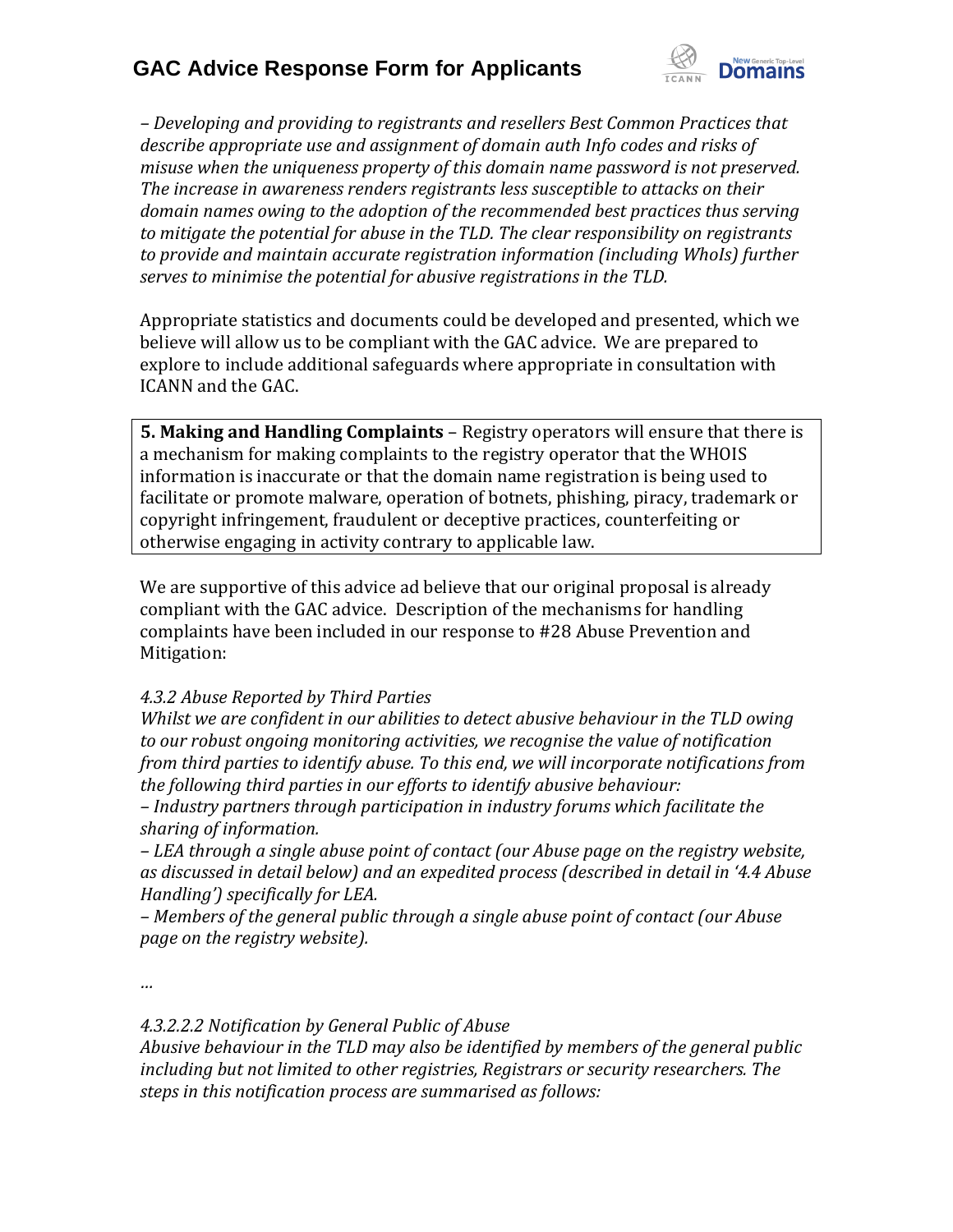*– Developing and providing to registrants and resellers Best Common Practices that describe appropriate use and assignment of domain auth Info codes and risks of misuse when the uniqueness property of this domain name password is not preserved. The increase in awareness renders registrants less susceptible to attacks on their domain names owing to the adoption of the recommended best practices thus serving to mitigate the potential for abuse in the TLD. The clear responsibility on registrants to provide and maintain accurate registration information (including WhoIs) further serves to minimise the potential for abusive registrations in the TLD.*

Appropriate statistics and documents could be developed and presented, which we believe will allow us to be compliant with the GAC advice. We are prepared to explore to include additional safeguards where appropriate in consultation with ICANN and the GAC.

**5. Making and Handling Complaints** – Registry operators will ensure that there is a mechanism for making complaints to the registry operator that the WHOIS information is inaccurate or that the domain name registration is being used to facilitate or promote malware, operation of botnets, phishing, piracy, trademark or copyright infringement, fraudulent or deceptive practices, counterfeiting or otherwise engaging in activity contrary to applicable law.

We are supportive of this advice ad believe that our original proposal is already compliant with the GAC advice. Description of the mechanisms for handling complaints have been included in our response to #28 Abuse Prevention and Mitigation:

*4.3.2 Abuse Reported by Third Parties*
*Whilst we are confident in our abilities to detect abusive behaviour in the TLD owing to our robust ongoing monitoring activities, we recognise the value of notification from third parties to identify abuse. To this end, we will incorporate notifications from the following third parties in our efforts to identify abusive behaviour:*
*– Industry partners through participation in industry forums which facilitate the sharing of information.*
*– LEA through a single abuse point of contact (our Abuse page on the registry website, as discussed in detail below) and an expedited process (described in detail in '4.4 Abuse Handling') specifically for LEA.*
*– Members of the general public through a single abuse point of contact (our Abuse page on the registry website).*

*…*

*4.3.2.2.2 Notification by General Public of Abuse*
*Abusive behaviour in the TLD may also be identified by members of the general public including but not limited to other registries, Registrars or security researchers. The steps in this notification process are summarised as follows:*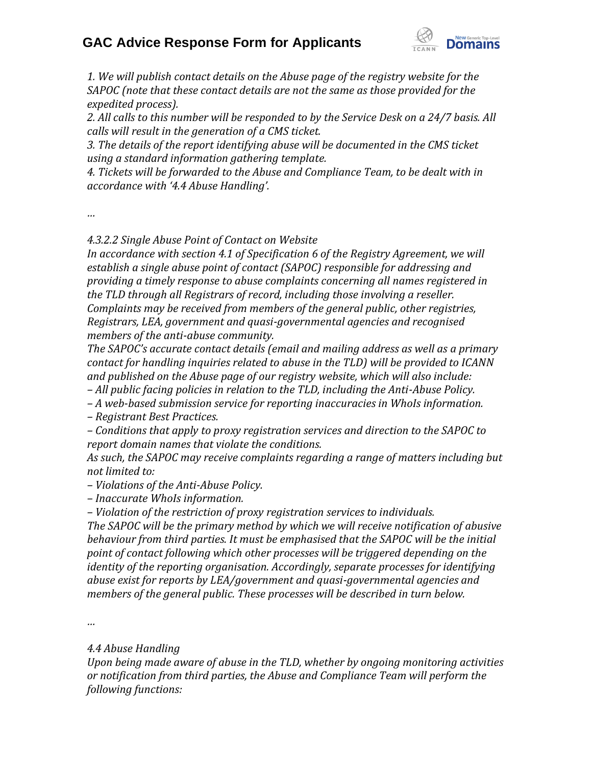*1. We will publish contact details on the Abuse page of the registry website for the SAPOC (note that these contact details are not the same as those provided for the expedited process).*
*2. All calls to this number will be responded to by the Service Desk on a 24/7 basis. All calls will result in the generation of a CMS ticket.*
*3. The details of the report identifying abuse will be documented in the CMS ticket using a standard information gathering template.*
*4. Tickets will be forwarded to the Abuse and Compliance Team, to be dealt with in accordance with '4.4 Abuse Handling'.*

*…*

*4.3.2.2 Single Abuse Point of Contact on Website*
*In accordance with section 4.1 of Specification 6 of the Registry Agreement, we will establish a single abuse point of contact (SAPOC) responsible for addressing and providing a timely response to abuse complaints concerning all names registered in the TLD through all Registrars of record, including those involving a reseller. Complaints may be received from members of the general public, other registries, Registrars, LEA, government and quasi-governmental agencies and recognised members of the anti-abuse community.*
*The SAPOC's accurate contact details (email and mailing address as well as a primary contact for handling inquiries related to abuse in the TLD) will be provided to ICANN and published on the Abuse page of our registry website, which will also include:*
*– All public facing policies in relation to the TLD, including the Anti-Abuse Policy.*
*– A web-based submission service for reporting inaccuracies in WhoIs information.*
*– Registrant Best Practices.*
*– Conditions that apply to proxy registration services and direction to the SAPOC to report domain names that violate the conditions.*
*As such, the SAPOC may receive complaints regarding a range of matters including but not limited to:*
*– Violations of the Anti-Abuse Policy.*
*– Inaccurate WhoIs information.*
*– Violation of the restriction of proxy registration services to individuals.*
*The SAPOC will be the primary method by which we will receive notification of abusive behaviour from third parties. It must be emphasised that the SAPOC will be the initial point of contact following which other processes will be triggered depending on the identity of the reporting organisation. Accordingly, separate processes for identifying abuse exist for reports by LEA/government and quasi-governmental agencies and members of the general public. These processes will be described in turn below.*

*…*

*4.4 Abuse Handling*
*Upon being made aware of abuse in the TLD, whether by ongoing monitoring activities or notification from third parties, the Abuse and Compliance Team will perform the following functions:*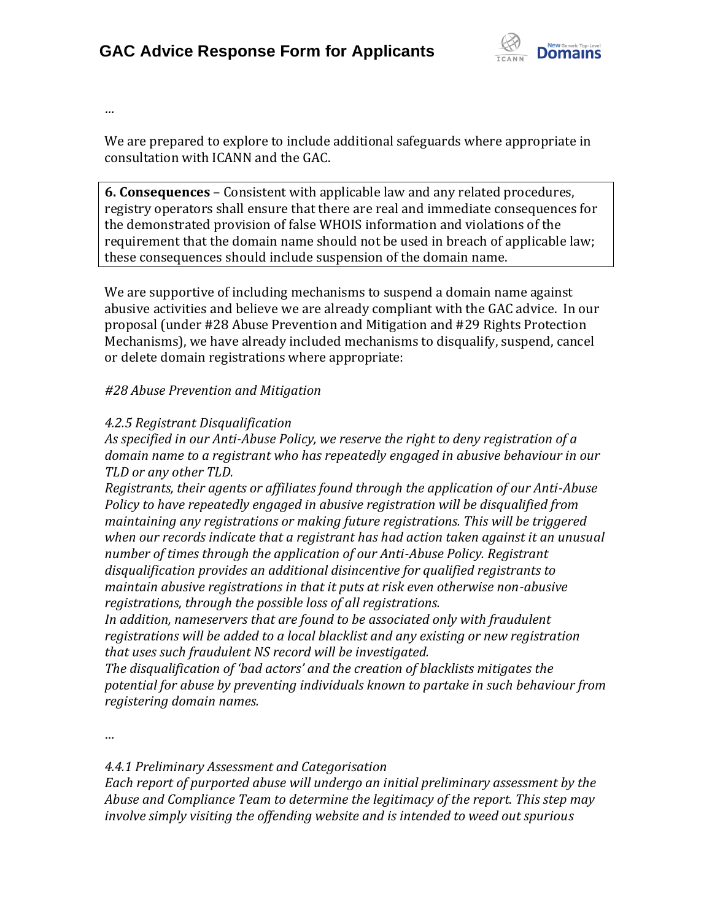…

We are prepared to explore to include additional safeguards where appropriate in consultation with ICANN and the GAC.

> **6. Consequences** – Consistent with applicable law and any related procedures, registry operators shall ensure that there are real and immediate consequences for the demonstrated provision of false WHOIS information and violations of the requirement that the domain name should not be used in breach of applicable law; these consequences should include suspension of the domain name.

We are supportive of including mechanisms to suspend a domain name against abusive activities and believe we are already compliant with the GAC advice. In our proposal (under #28 Abuse Prevention and Mitigation and #29 Rights Protection Mechanisms), we have already included mechanisms to disqualify, suspend, cancel or delete domain registrations where appropriate:

*#28 Abuse Prevention and Mitigation*

*4.2.5 Registrant Disqualification*
*As specified in our Anti-Abuse Policy, we reserve the right to deny registration of a domain name to a registrant who has repeatedly engaged in abusive behaviour in our TLD or any other TLD.*
*Registrants, their agents or affiliates found through the application of our Anti-Abuse Policy to have repeatedly engaged in abusive registration will be disqualified from maintaining any registrations or making future registrations. This will be triggered when our records indicate that a registrant has had action taken against it an unusual number of times through the application of our Anti-Abuse Policy. Registrant disqualification provides an additional disincentive for qualified registrants to maintain abusive registrations in that it puts at risk even otherwise non-abusive registrations, through the possible loss of all registrations.*
*In addition, nameservers that are found to be associated only with fraudulent registrations will be added to a local blacklist and any existing or new registration that uses such fraudulent NS record will be investigated.*
*The disqualification of 'bad actors' and the creation of blacklists mitigates the potential for abuse by preventing individuals known to partake in such behaviour from registering domain names.*

*…*

*4.4.1 Preliminary Assessment and Categorisation*
*Each report of purported abuse will undergo an initial preliminary assessment by the Abuse and Compliance Team to determine the legitimacy of the report. This step may involve simply visiting the offending website and is intended to weed out spurious*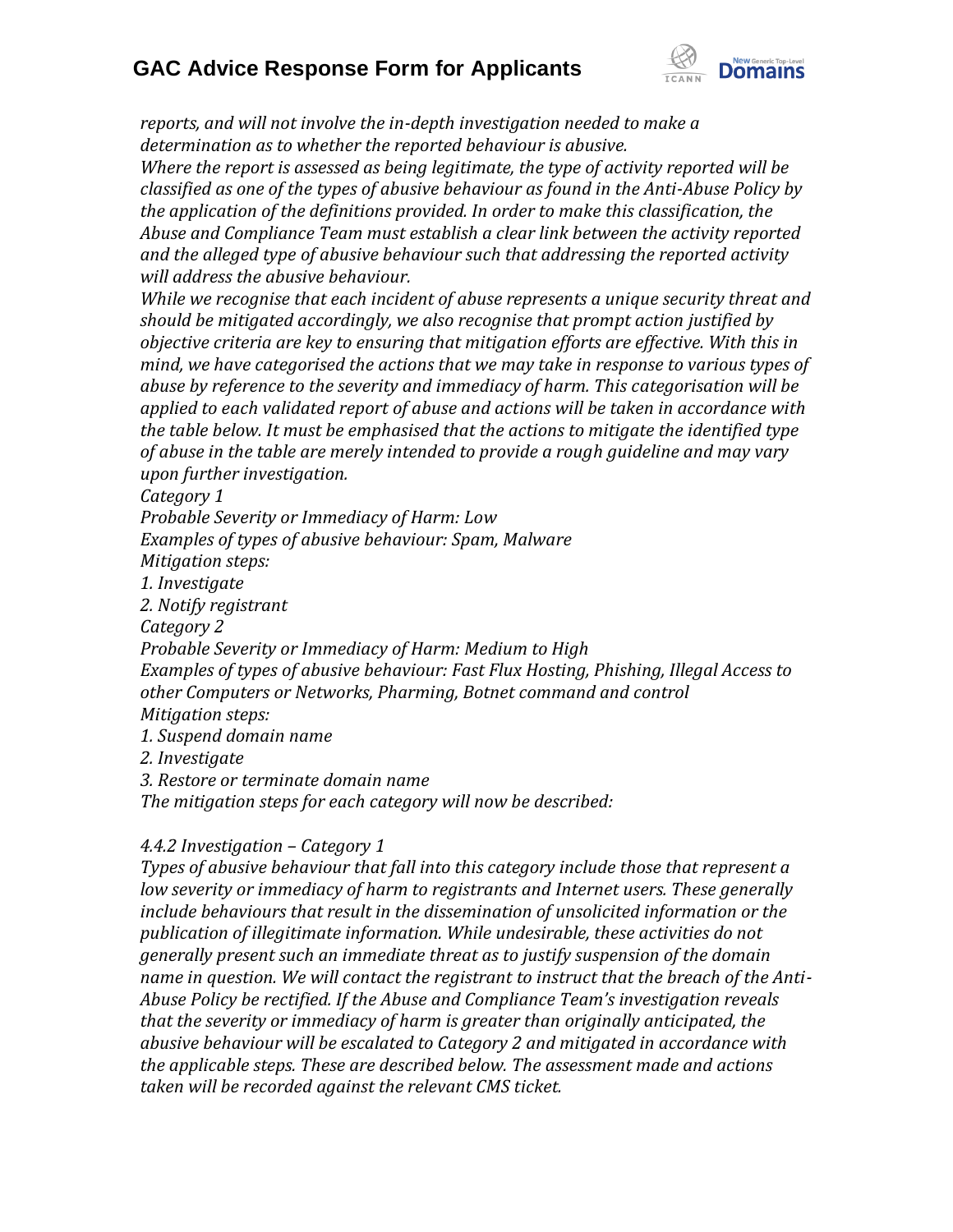*reports, and will not involve the in-depth investigation needed to make a determination as to whether the reported behaviour is abusive.*

*Where the report is assessed as being legitimate, the type of activity reported will be classified as one of the types of abusive behaviour as found in the Anti-Abuse Policy by the application of the definitions provided. In order to make this classification, the Abuse and Compliance Team must establish a clear link between the activity reported and the alleged type of abusive behaviour such that addressing the reported activity will address the abusive behaviour.*

*While we recognise that each incident of abuse represents a unique security threat and should be mitigated accordingly, we also recognise that prompt action justified by objective criteria are key to ensuring that mitigation efforts are effective. With this in mind, we have categorised the actions that we may take in response to various types of abuse by reference to the severity and immediacy of harm. This categorisation will be applied to each validated report of abuse and actions will be taken in accordance with the table below. It must be emphasised that the actions to mitigate the identified type of abuse in the table are merely intended to provide a rough guideline and may vary upon further investigation.*

*Category 1*

*Probable Severity or Immediacy of Harm: Low*

*Examples of types of abusive behaviour: Spam, Malware*

*Mitigation steps:*

*1. Investigate*

*2. Notify registrant*

*Category 2*

*Probable Severity or Immediacy of Harm: Medium to High*

*Examples of types of abusive behaviour: Fast Flux Hosting, Phishing, Illegal Access to other Computers or Networks, Pharming, Botnet command and control*

*Mitigation steps:*

*1. Suspend domain name*

*2. Investigate*

*3. Restore or terminate domain name*

*The mitigation steps for each category will now be described:*

*4.4.2 Investigation – Category 1*

*Types of abusive behaviour that fall into this category include those that represent a low severity or immediacy of harm to registrants and Internet users. These generally include behaviours that result in the dissemination of unsolicited information or the publication of illegitimate information. While undesirable, these activities do not generally present such an immediate threat as to justify suspension of the domain name in question. We will contact the registrant to instruct that the breach of the Anti-Abuse Policy be rectified. If the Abuse and Compliance Team's investigation reveals that the severity or immediacy of harm is greater than originally anticipated, the abusive behaviour will be escalated to Category 2 and mitigated in accordance with the applicable steps. These are described below. The assessment made and actions taken will be recorded against the relevant CMS ticket.*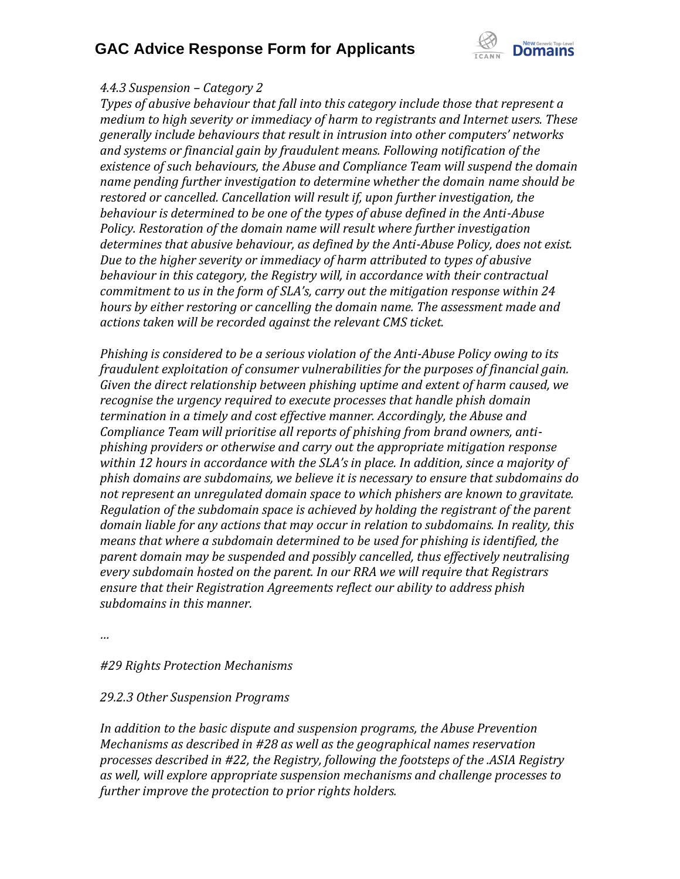*4.4.3 Suspension – Category 2*

*Types of abusive behaviour that fall into this category include those that represent a medium to high severity or immediacy of harm to registrants and Internet users. These generally include behaviours that result in intrusion into other computers' networks and systems or financial gain by fraudulent means. Following notification of the existence of such behaviours, the Abuse and Compliance Team will suspend the domain name pending further investigation to determine whether the domain name should be restored or cancelled. Cancellation will result if, upon further investigation, the behaviour is determined to be one of the types of abuse defined in the Anti-Abuse Policy. Restoration of the domain name will result where further investigation determines that abusive behaviour, as defined by the Anti-Abuse Policy, does not exist. Due to the higher severity or immediacy of harm attributed to types of abusive behaviour in this category, the Registry will, in accordance with their contractual commitment to us in the form of SLA's, carry out the mitigation response within 24 hours by either restoring or cancelling the domain name. The assessment made and actions taken will be recorded against the relevant CMS ticket.*

*Phishing is considered to be a serious violation of the Anti-Abuse Policy owing to its fraudulent exploitation of consumer vulnerabilities for the purposes of financial gain. Given the direct relationship between phishing uptime and extent of harm caused, we recognise the urgency required to execute processes that handle phish domain termination in a timely and cost effective manner. Accordingly, the Abuse and Compliance Team will prioritise all reports of phishing from brand owners, anti-phishing providers or otherwise and carry out the appropriate mitigation response within 12 hours in accordance with the SLA's in place. In addition, since a majority of phish domains are subdomains, we believe it is necessary to ensure that subdomains do not represent an unregulated domain space to which phishers are known to gravitate. Regulation of the subdomain space is achieved by holding the registrant of the parent domain liable for any actions that may occur in relation to subdomains. In reality, this means that where a subdomain determined to be used for phishing is identified, the parent domain may be suspended and possibly cancelled, thus effectively neutralising every subdomain hosted on the parent. In our RRA we will require that Registrars ensure that their Registration Agreements reflect our ability to address phish subdomains in this manner.*

*…*

*#29 Rights Protection Mechanisms*

*29.2.3 Other Suspension Programs*

*In addition to the basic dispute and suspension programs, the Abuse Prevention Mechanisms as described in #28 as well as the geographical names reservation processes described in #22, the Registry, following the footsteps of the .ASIA Registry as well, will explore appropriate suspension mechanisms and challenge processes to further improve the protection to prior rights holders.*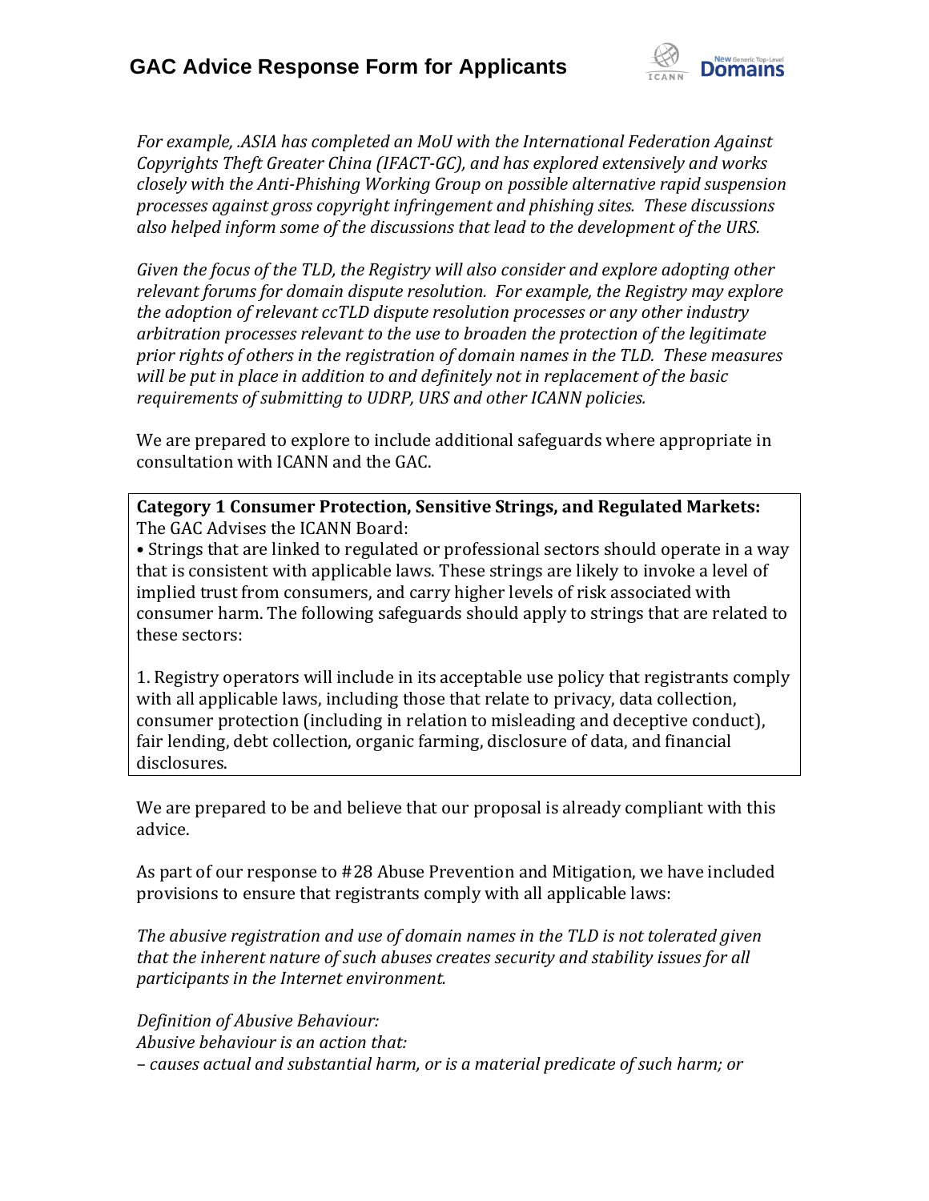*For example, .ASIA has completed an MoU with the International Federation Against Copyrights Theft Greater China (IFACT-GC), and has explored extensively and works closely with the Anti-Phishing Working Group on possible alternative rapid suspension processes against gross copyright infringement and phishing sites. These discussions also helped inform some of the discussions that lead to the development of the URS.*

*Given the focus of the TLD, the Registry will also consider and explore adopting other relevant forums for domain dispute resolution. For example, the Registry may explore the adoption of relevant ccTLD dispute resolution processes or any other industry arbitration processes relevant to the use to broaden the protection of the legitimate prior rights of others in the registration of domain names in the TLD. These measures will be put in place in addition to and definitely not in replacement of the basic requirements of submitting to UDRP, URS and other ICANN policies.*

We are prepared to explore to include additional safeguards where appropriate in consultation with ICANN and the GAC.

**Category 1 Consumer Protection, Sensitive Strings, and Regulated Markets:**
The GAC Advises the ICANN Board:
• Strings that are linked to regulated or professional sectors should operate in a way that is consistent with applicable laws. These strings are likely to invoke a level of implied trust from consumers, and carry higher levels of risk associated with consumer harm. The following safeguards should apply to strings that are related to these sectors:

1. Registry operators will include in its acceptable use policy that registrants comply with all applicable laws, including those that relate to privacy, data collection, consumer protection (including in relation to misleading and deceptive conduct), fair lending, debt collection, organic farming, disclosure of data, and financial disclosures.

We are prepared to be and believe that our proposal is already compliant with this advice.

As part of our response to #28 Abuse Prevention and Mitigation, we have included provisions to ensure that registrants comply with all applicable laws:

*The abusive registration and use of domain names in the TLD is not tolerated given that the inherent nature of such abuses creates security and stability issues for all participants in the Internet environment.*

*Definition of Abusive Behaviour:*
*Abusive behaviour is an action that:*
*– causes actual and substantial harm, or is a material predicate of such harm; or*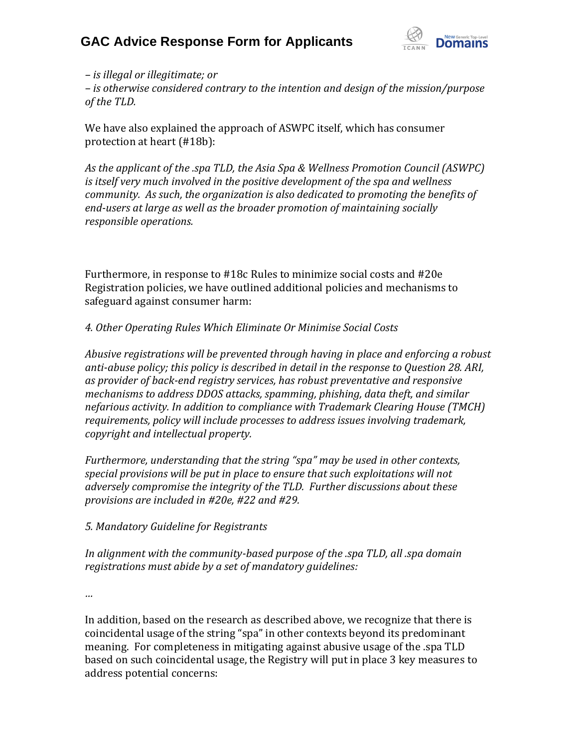*– is illegal or illegitimate; or*
*– is otherwise considered contrary to the intention and design of the mission/purpose of the TLD.*

We have also explained the approach of ASWPC itself, which has consumer protection at heart (#18b):

*As the applicant of the .spa TLD, the Asia Spa & Wellness Promotion Council (ASWPC) is itself very much involved in the positive development of the spa and wellness community. As such, the organization is also dedicated to promoting the benefits of end-users at large as well as the broader promotion of maintaining socially responsible operations.*

Furthermore, in response to #18c Rules to minimize social costs and #20e Registration policies, we have outlined additional policies and mechanisms to safeguard against consumer harm:

*4. Other Operating Rules Which Eliminate Or Minimise Social Costs*

*Abusive registrations will be prevented through having in place and enforcing a robust anti-abuse policy; this policy is described in detail in the response to Question 28. ARI, as provider of back-end registry services, has robust preventative and responsive mechanisms to address DDOS attacks, spamming, phishing, data theft, and similar nefarious activity. In addition to compliance with Trademark Clearing House (TMCH) requirements, policy will include processes to address issues involving trademark, copyright and intellectual property.*

*Furthermore, understanding that the string "spa" may be used in other contexts, special provisions will be put in place to ensure that such exploitations will not adversely compromise the integrity of the TLD. Further discussions about these provisions are included in #20e, #22 and #29.*

*5. Mandatory Guideline for Registrants*

*In alignment with the community-based purpose of the .spa TLD, all .spa domain registrations must abide by a set of mandatory guidelines:*

*…*

In addition, based on the research as described above, we recognize that there is coincidental usage of the string "spa" in other contexts beyond its predominant meaning. For completeness in mitigating against abusive usage of the .spa TLD based on such coincidental usage, the Registry will put in place 3 key measures to address potential concerns: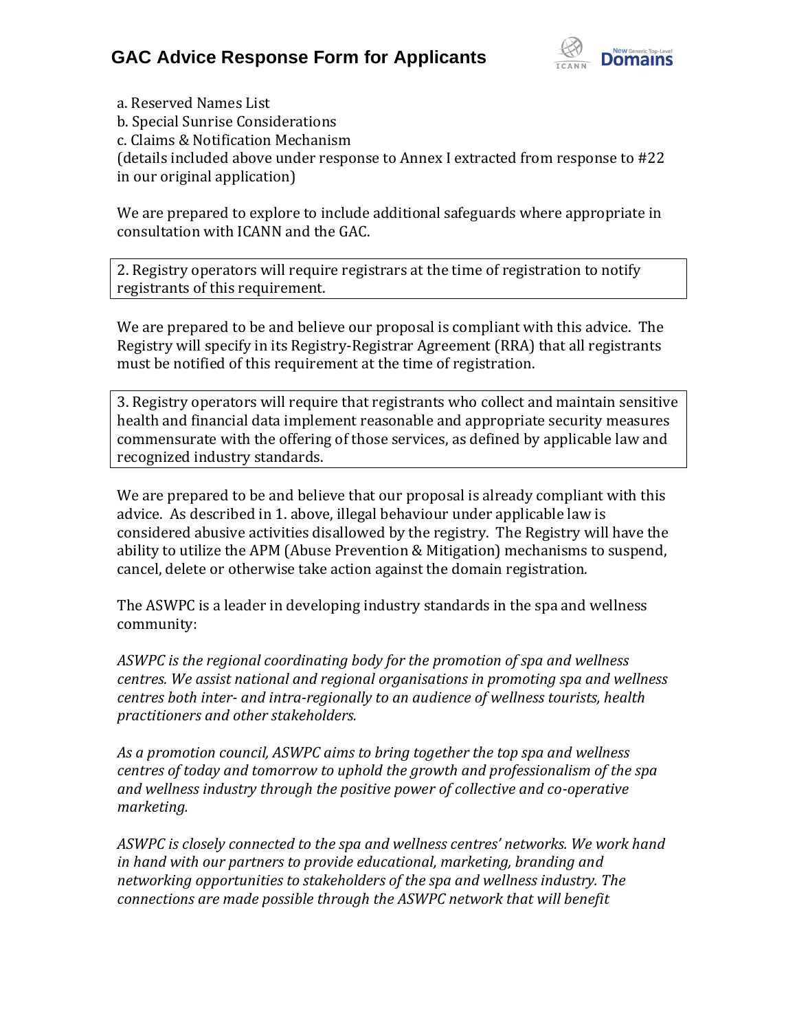a. Reserved Names List
b. Special Sunrise Considerations
c. Claims & Notification Mechanism
(details included above under response to Annex I extracted from response to #22 in our original application)

We are prepared to explore to include additional safeguards where appropriate in consultation with ICANN and the GAC.

2. Registry operators will require registrars at the time of registration to notify registrants of this requirement.

We are prepared to be and believe our proposal is compliant with this advice. The Registry will specify in its Registry-Registrar Agreement (RRA) that all registrants must be notified of this requirement at the time of registration.

3. Registry operators will require that registrants who collect and maintain sensitive health and financial data implement reasonable and appropriate security measures commensurate with the offering of those services, as defined by applicable law and recognized industry standards.

We are prepared to be and believe that our proposal is already compliant with this advice. As described in 1. above, illegal behaviour under applicable law is considered abusive activities disallowed by the registry. The Registry will have the ability to utilize the APM (Abuse Prevention & Mitigation) mechanisms to suspend, cancel, delete or otherwise take action against the domain registration.

The ASWPC is a leader in developing industry standards in the spa and wellness community:

*ASWPC is the regional coordinating body for the promotion of spa and wellness centres. We assist national and regional organisations in promoting spa and wellness centres both inter- and intra-regionally to an audience of wellness tourists, health practitioners and other stakeholders.*

*As a promotion council, ASWPC aims to bring together the top spa and wellness centres of today and tomorrow to uphold the growth and professionalism of the spa and wellness industry through the positive power of collective and co-operative marketing.*

*ASWPC is closely connected to the spa and wellness centres' networks. We work hand in hand with our partners to provide educational, marketing, branding and networking opportunities to stakeholders of the spa and wellness industry. The connections are made possible through the ASWPC network that will benefit*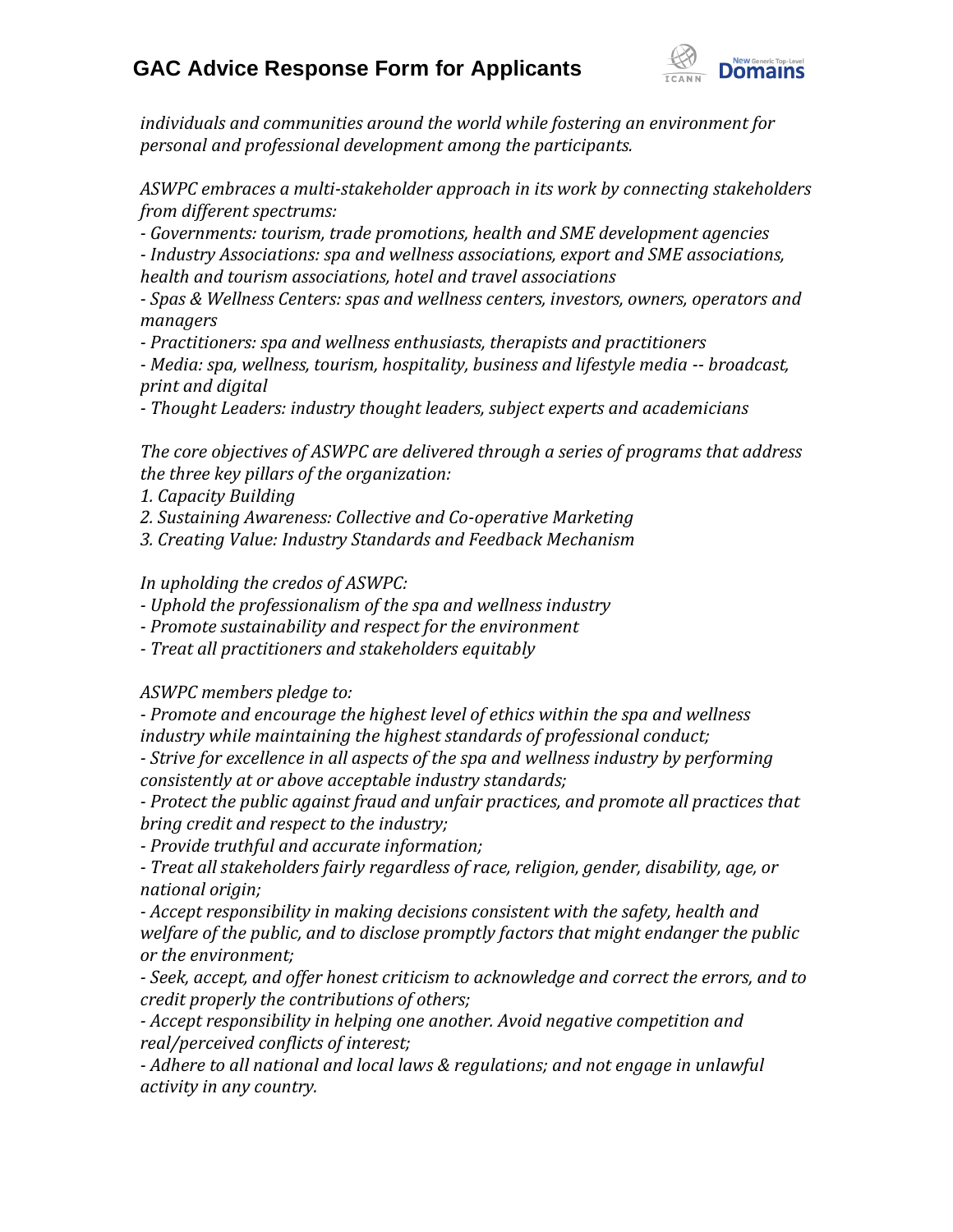*individuals and communities around the world while fostering an environment for personal and professional development among the participants.*

*ASWPC embraces a multi-stakeholder approach in its work by connecting stakeholders from different spectrums:*

*- Governments: tourism, trade promotions, health and SME development agencies*
*- Industry Associations: spa and wellness associations, export and SME associations, health and tourism associations, hotel and travel associations*
*- Spas & Wellness Centers: spas and wellness centers, investors, owners, operators and managers*
*- Practitioners: spa and wellness enthusiasts, therapists and practitioners*
*- Media: spa, wellness, tourism, hospitality, business and lifestyle media -- broadcast, print and digital*
*- Thought Leaders: industry thought leaders, subject experts and academicians*

*The core objectives of ASWPC are delivered through a series of programs that address the three key pillars of the organization:*

*1. Capacity Building*
*2. Sustaining Awareness: Collective and Co-operative Marketing*
*3. Creating Value: Industry Standards and Feedback Mechanism*

*In upholding the credos of ASWPC:*

*- Uphold the professionalism of the spa and wellness industry*
*- Promote sustainability and respect for the environment*
*- Treat all practitioners and stakeholders equitably*

*ASWPC members pledge to:*

*- Promote and encourage the highest level of ethics within the spa and wellness industry while maintaining the highest standards of professional conduct;*
*- Strive for excellence in all aspects of the spa and wellness industry by performing consistently at or above acceptable industry standards;*
*- Protect the public against fraud and unfair practices, and promote all practices that bring credit and respect to the industry;*
*- Provide truthful and accurate information;*
*- Treat all stakeholders fairly regardless of race, religion, gender, disability, age, or national origin;*
*- Accept responsibility in making decisions consistent with the safety, health and welfare of the public, and to disclose promptly factors that might endanger the public or the environment;*
*- Seek, accept, and offer honest criticism to acknowledge and correct the errors, and to credit properly the contributions of others;*
*- Accept responsibility in helping one another. Avoid negative competition and real/perceived conflicts of interest;*
*- Adhere to all national and local laws & regulations; and not engage in unlawful activity in any country.*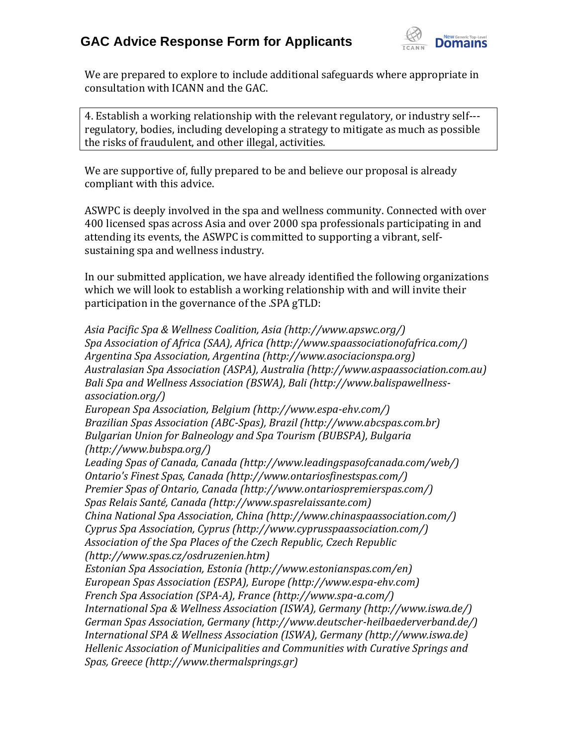We are prepared to explore to include additional safeguards where appropriate in consultation with ICANN and the GAC.

| 4. Establish a working relationship with the relevant regulatory, or industry self---regulatory, bodies, including developing a strategy to mitigate as much as possible the risks of fraudulent, and other illegal, activities. |
|---|

We are supportive of, fully prepared to be and believe our proposal is already compliant with this advice.

ASWPC is deeply involved in the spa and wellness community. Connected with over 400 licensed spas across Asia and over 2000 spa professionals participating in and attending its events, the ASWPC is committed to supporting a vibrant, self-sustaining spa and wellness industry.

In our submitted application, we have already identified the following organizations which we will look to establish a working relationship with and will invite their participation in the governance of the .SPA gTLD:

*Asia Pacific Spa & Wellness Coalition, Asia (http://www.apswc.org/)*
*Spa Association of Africa (SAA), Africa (http://www.spaassociationofafrica.com/)*
*Argentina Spa Association, Argentina (http://www.asociacionspa.org)*
*Australasian Spa Association (ASPA), Australia (http://www.aspaassociation.com.au)*
*Bali Spa and Wellness Association (BSWA), Bali (http://www.balispawellness-association.org/)*
*European Spa Association, Belgium (http://www.espa-ehv.com/)*
*Brazilian Spas Association (ABC-Spas), Brazil (http://www.abcspas.com.br)*
*Bulgarian Union for Balneology and Spa Tourism (BUBSPA), Bulgaria (http://www.bubspa.org/)*
*Leading Spas of Canada, Canada (http://www.leadingspasofcanada.com/web/)*
*Ontario's Finest Spas, Canada (http://www.ontariosfinestspas.com/)*
*Premier Spas of Ontario, Canada (http://www.ontariospremierspas.com/)*
*Spas Relais Santé, Canada (http://www.spasrelaissante.com)*
*China National Spa Association, China (http://www.chinaspaassociation.com/)*
*Cyprus Spa Association, Cyprus (http://www.cyprusspaassociation.com/)*
*Association of the Spa Places of the Czech Republic, Czech Republic (http://www.spas.cz/osdruzenien.htm)*
*Estonian Spa Association, Estonia (http://www.estonianspas.com/en)*
*European Spas Association (ESPA), Europe (http://www.espa-ehv.com)*
*French Spa Association (SPA-A), France (http://www.spa-a.com/)*
*International Spa & Wellness Association (ISWA), Germany (http://www.iswa.de/)*
*German Spas Association, Germany (http://www.deutscher-heilbaederverband.de/)*
*International SPA & Wellness Association (ISWA), Germany (http://www.iswa.de)*
*Hellenic Association of Municipalities and Communities with Curative Springs and Spas, Greece (http://www.thermalsprings.gr)*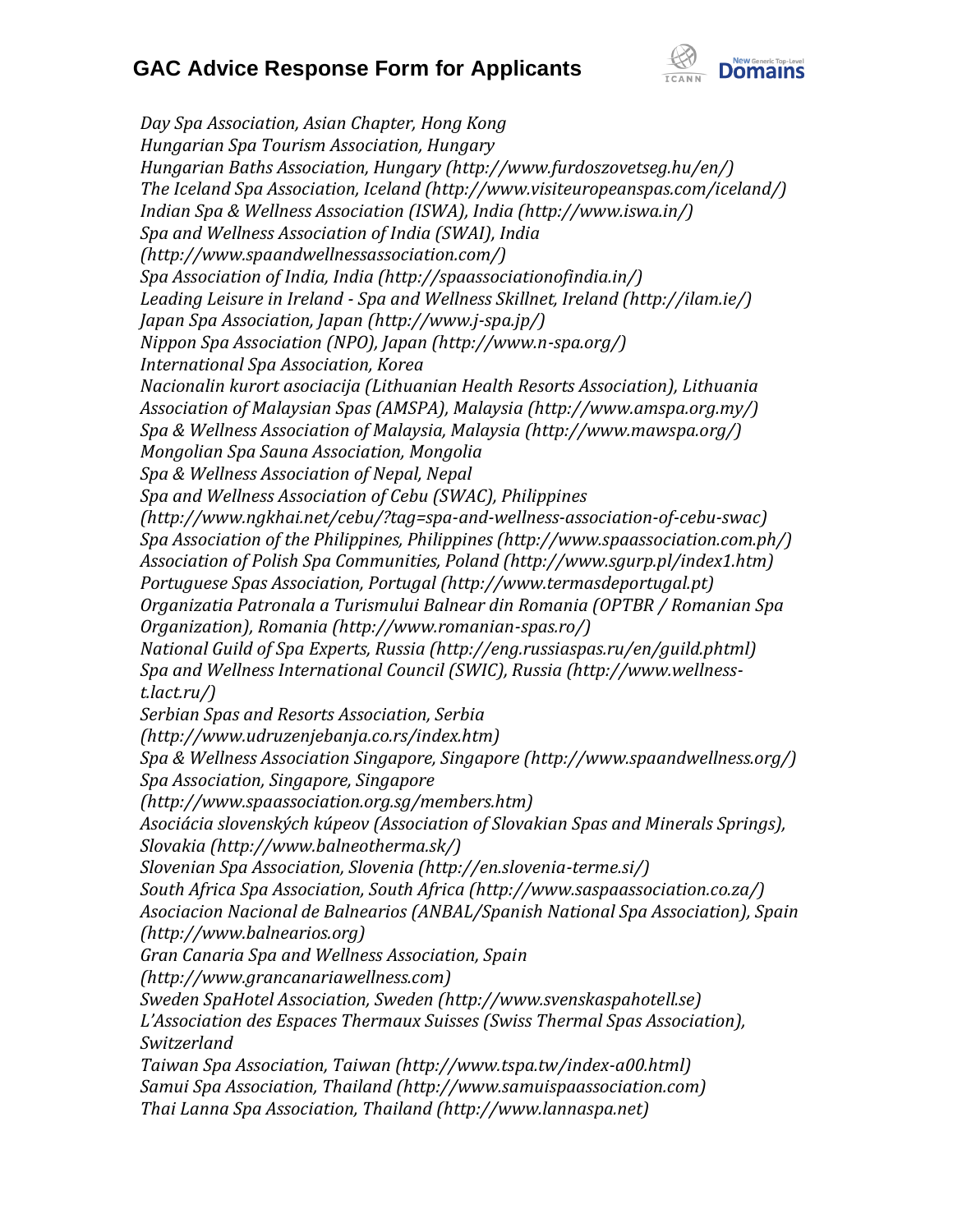*Day Spa Association, Asian Chapter, Hong Kong*
*Hungarian Spa Tourism Association, Hungary*
*Hungarian Baths Association, Hungary (http://www.furdoszovetseg.hu/en/)*
*The Iceland Spa Association, Iceland (http://www.visiteuropeanspas.com/iceland/)*
*Indian Spa & Wellness Association (ISWA), India (http://www.iswa.in/)*
*Spa and Wellness Association of India (SWAI), India (http://www.spaandwellnessassociation.com/)*
*Spa Association of India, India (http://spaassociationofindia.in/)*
*Leading Leisure in Ireland - Spa and Wellness Skillnet, Ireland (http://ilam.ie/)*
*Japan Spa Association, Japan (http://www.j-spa.jp/)*
*Nippon Spa Association (NPO), Japan (http://www.n-spa.org/)*
*International Spa Association, Korea*
*Nacionalin kurort asociacija (Lithuanian Health Resorts Association), Lithuania*
*Association of Malaysian Spas (AMSPA), Malaysia (http://www.amspa.org.my/)*
*Spa & Wellness Association of Malaysia, Malaysia (http://www.mawspa.org/)*
*Mongolian Spa Sauna Association, Mongolia*
*Spa & Wellness Association of Nepal, Nepal*
*Spa and Wellness Association of Cebu (SWAC), Philippines (http://www.ngkhai.net/cebu/?tag=spa-and-wellness-association-of-cebu-swac)*
*Spa Association of the Philippines, Philippines (http://www.spaassociation.com.ph/)*
*Association of Polish Spa Communities, Poland (http://www.sgurp.pl/index1.htm)*
*Portuguese Spas Association, Portugal (http://www.termasdeportugal.pt)*
*Organizatia Patronala a Turismului Balnear din Romania (OPTBR / Romanian Spa Organization), Romania (http://www.romanian-spas.ro/)*
*National Guild of Spa Experts, Russia (http://eng.russiaspas.ru/en/guild.phtml)*
*Spa and Wellness International Council (SWIC), Russia (http://www.wellness-t.lact.ru/)*
*Serbian Spas and Resorts Association, Serbia (http://www.udruzenjebanja.co.rs/index.htm)*
*Spa & Wellness Association Singapore, Singapore (http://www.spaandwellness.org/)*
*Spa Association, Singapore, Singapore (http://www.spaassociation.org.sg/members.htm)*
*Asociácia slovenských kúpeov (Association of Slovakian Spas and Minerals Springs), Slovakia (http://www.balneotherma.sk/)*
*Slovenian Spa Association, Slovenia (http://en.slovenia-terme.si/)*
*South Africa Spa Association, South Africa (http://www.saspaassociation.co.za/)*
*Asociacion Nacional de Balnearios (ANBAL/Spanish National Spa Association), Spain (http://www.balnearios.org)*
*Gran Canaria Spa and Wellness Association, Spain (http://www.grancanariawellness.com)*
*Sweden SpaHotel Association, Sweden (http://www.svenskaspahotell.se)*
*L'Association des Espaces Thermaux Suisses (Swiss Thermal Spas Association), Switzerland*
*Taiwan Spa Association, Taiwan (http://www.tspa.tw/index-a00.html)*
*Samui Spa Association, Thailand (http://www.samuispaassociation.com)*
*Thai Lanna Spa Association, Thailand (http://www.lannaspa.net)*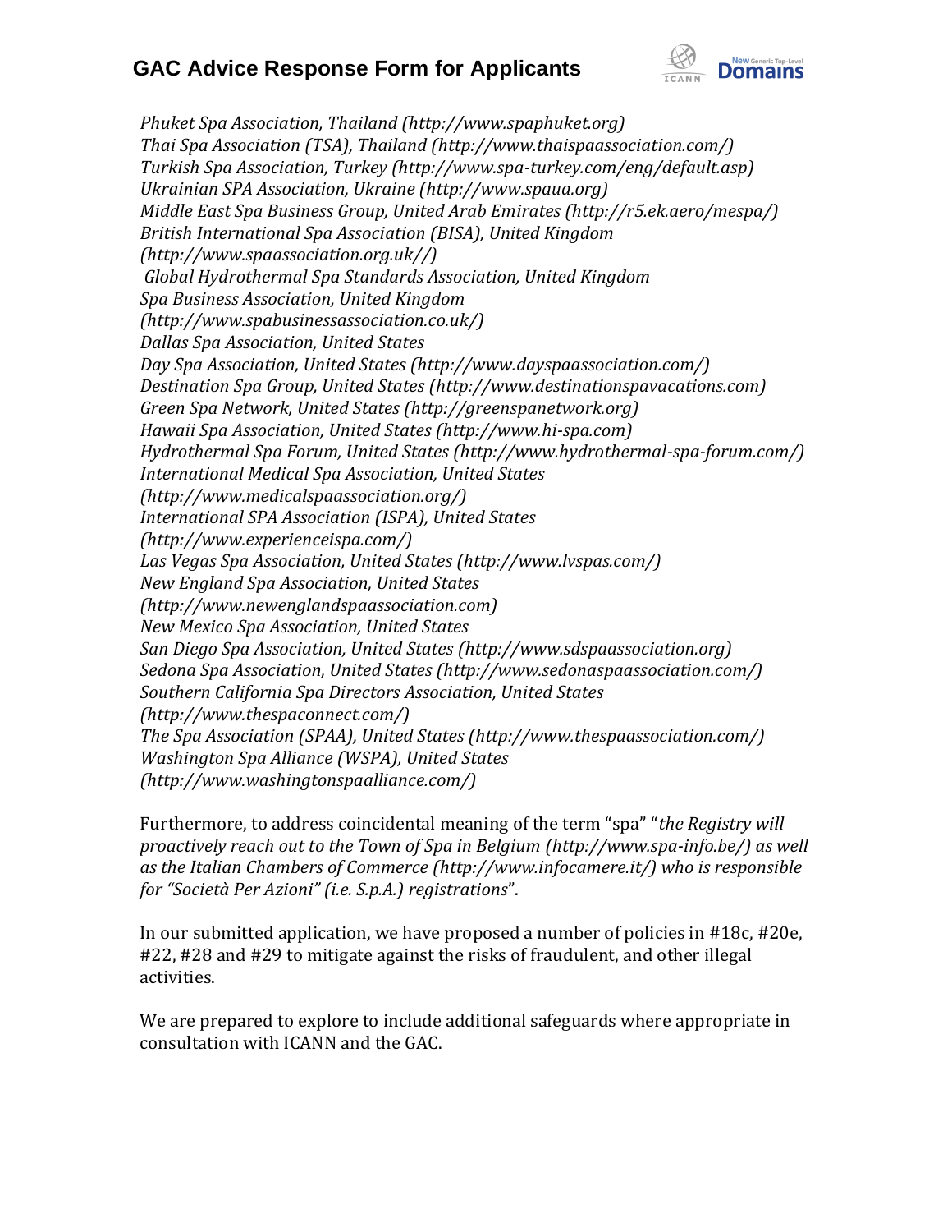*Phuket Spa Association, Thailand (http://www.spaphuket.org)*
*Thai Spa Association (TSA), Thailand (http://www.thaispaassociation.com/)*
*Turkish Spa Association, Turkey (http://www.spa-turkey.com/eng/default.asp)*
*Ukrainian SPA Association, Ukraine (http://www.spaua.org)*
*Middle East Spa Business Group, United Arab Emirates (http://r5.ek.aero/mespa/)*
*British International Spa Association (BISA), United Kingdom (http://www.spaassociation.org.uk//)*
*Global Hydrothermal Spa Standards Association, United Kingdom*
*Spa Business Association, United Kingdom (http://www.spabusinessassociation.co.uk/)*
*Dallas Spa Association, United States*
*Day Spa Association, United States (http://www.dayspaassociation.com/)*
*Destination Spa Group, United States (http://www.destinationspavacations.com)*
*Green Spa Network, United States (http://greenspanetwork.org)*
*Hawaii Spa Association, United States (http://www.hi-spa.com)*
*Hydrothermal Spa Forum, United States (http://www.hydrothermal-spa-forum.com/)*
*International Medical Spa Association, United States (http://www.medicalspaassociation.org/)*
*International SPA Association (ISPA), United States (http://www.experienceispa.com/)*
*Las Vegas Spa Association, United States (http://www.lvspas.com/)*
*New England Spa Association, United States (http://www.newenglandspaassociation.com)*
*New Mexico Spa Association, United States*
*San Diego Spa Association, United States (http://www.sdspaassociation.org)*
*Sedona Spa Association, United States (http://www.sedonaspaassociation.com/)*
*Southern California Spa Directors Association, United States (http://www.thespaconnect.com/)*
*The Spa Association (SPAA), United States (http://www.thespaassociation.com/)*
*Washington Spa Alliance (WSPA), United States (http://www.washingtonspaalliance.com/)*

Furthermore, to address coincidental meaning of the term "spa" "*the Registry will proactively reach out to the Town of Spa in Belgium (http://www.spa-info.be/) as well as the Italian Chambers of Commerce (http://www.infocamere.it/) who is responsible for "Società Per Azioni" (i.e. S.p.A.) registrations*".

In our submitted application, we have proposed a number of policies in #18c, #20e, #22, #28 and #29 to mitigate against the risks of fraudulent, and other illegal activities.

We are prepared to explore to include additional safeguards where appropriate in consultation with ICANN and the GAC.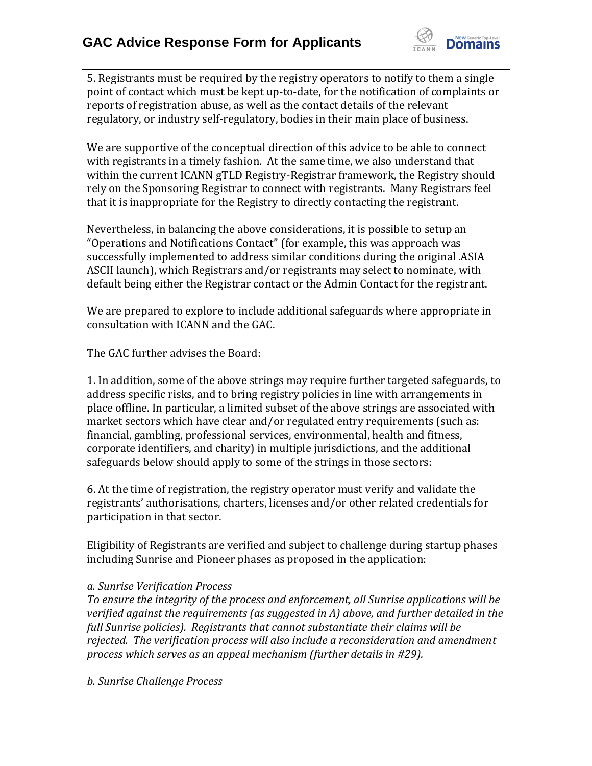> 5. Registrants must be required by the registry operators to notify to them a single point of contact which must be kept up-to-date, for the notification of complaints or reports of registration abuse, as well as the contact details of the relevant regulatory, or industry self-regulatory, bodies in their main place of business.

We are supportive of the conceptual direction of this advice to be able to connect with registrants in a timely fashion. At the same time, we also understand that within the current ICANN gTLD Registry-Registrar framework, the Registry should rely on the Sponsoring Registrar to connect with registrants. Many Registrars feel that it is inappropriate for the Registry to directly contacting the registrant.

Nevertheless, in balancing the above considerations, it is possible to setup an "Operations and Notifications Contact" (for example, this was approach was successfully implemented to address similar conditions during the original .ASIA ASCII launch), which Registrars and/or registrants may select to nominate, with default being either the Registrar contact or the Admin Contact for the registrant.

We are prepared to explore to include additional safeguards where appropriate in consultation with ICANN and the GAC.

> The GAC further advises the Board:
>
> 1. In addition, some of the above strings may require further targeted safeguards, to address specific risks, and to bring registry policies in line with arrangements in place offline. In particular, a limited subset of the above strings are associated with market sectors which have clear and/or regulated entry requirements (such as: financial, gambling, professional services, environmental, health and fitness, corporate identifiers, and charity) in multiple jurisdictions, and the additional safeguards below should apply to some of the strings in those sectors:
>
> 6. At the time of registration, the registry operator must verify and validate the registrants' authorisations, charters, licenses and/or other related credentials for participation in that sector.

Eligibility of Registrants are verified and subject to challenge during startup phases including Sunrise and Pioneer phases as proposed in the application:

*a. Sunrise Verification Process*
*To ensure the integrity of the process and enforcement, all Sunrise applications will be verified against the requirements (as suggested in A) above, and further detailed in the full Sunrise policies). Registrants that cannot substantiate their claims will be rejected. The verification process will also include a reconsideration and amendment process which serves as an appeal mechanism (further details in #29).*

*b. Sunrise Challenge Process*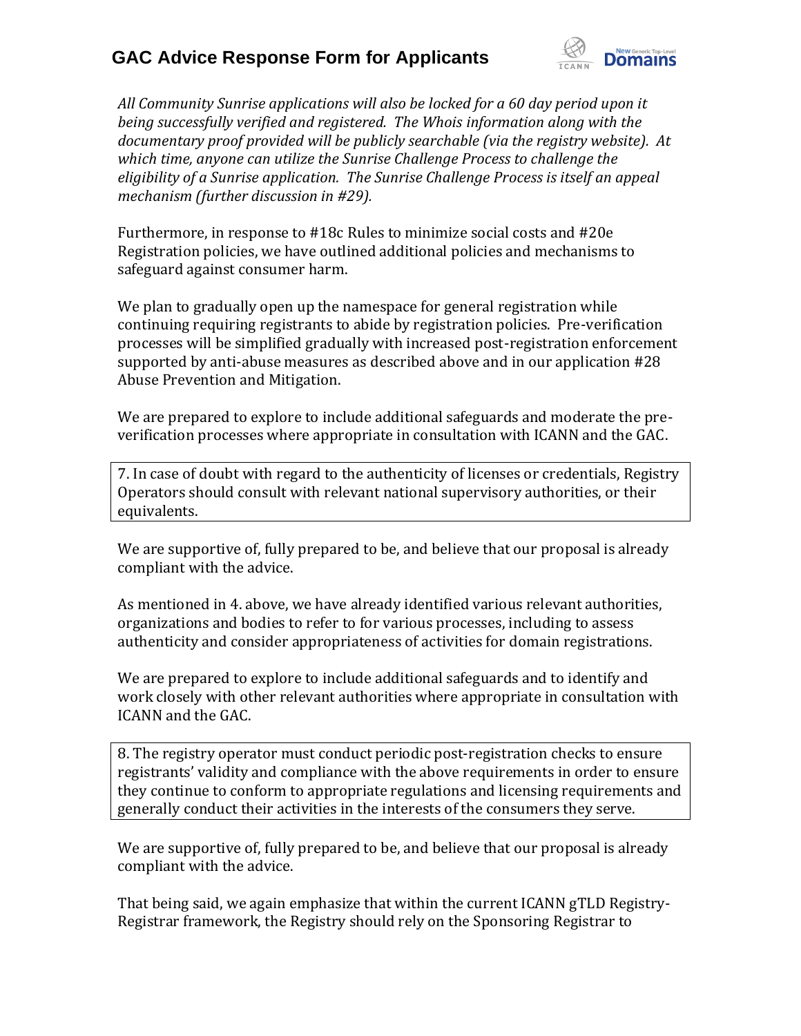*All Community Sunrise applications will also be locked for a 60 day period upon it being successfully verified and registered. The Whois information along with the documentary proof provided will be publicly searchable (via the registry website). At which time, anyone can utilize the Sunrise Challenge Process to challenge the eligibility of a Sunrise application. The Sunrise Challenge Process is itself an appeal mechanism (further discussion in #29).*

Furthermore, in response to #18c Rules to minimize social costs and #20e Registration policies, we have outlined additional policies and mechanisms to safeguard against consumer harm.

We plan to gradually open up the namespace for general registration while continuing requiring registrants to abide by registration policies. Pre-verification processes will be simplified gradually with increased post-registration enforcement supported by anti-abuse measures as described above and in our application #28 Abuse Prevention and Mitigation.

We are prepared to explore to include additional safeguards and moderate the pre-verification processes where appropriate in consultation with ICANN and the GAC.

> 7. In case of doubt with regard to the authenticity of licenses or credentials, Registry Operators should consult with relevant national supervisory authorities, or their equivalents.

We are supportive of, fully prepared to be, and believe that our proposal is already compliant with the advice.

As mentioned in 4. above, we have already identified various relevant authorities, organizations and bodies to refer to for various processes, including to assess authenticity and consider appropriateness of activities for domain registrations.

We are prepared to explore to include additional safeguards and to identify and work closely with other relevant authorities where appropriate in consultation with ICANN and the GAC.

> 8. The registry operator must conduct periodic post-registration checks to ensure registrants' validity and compliance with the above requirements in order to ensure they continue to conform to appropriate regulations and licensing requirements and generally conduct their activities in the interests of the consumers they serve.

We are supportive of, fully prepared to be, and believe that our proposal is already compliant with the advice.

That being said, we again emphasize that within the current ICANN gTLD Registry-Registrar framework, the Registry should rely on the Sponsoring Registrar to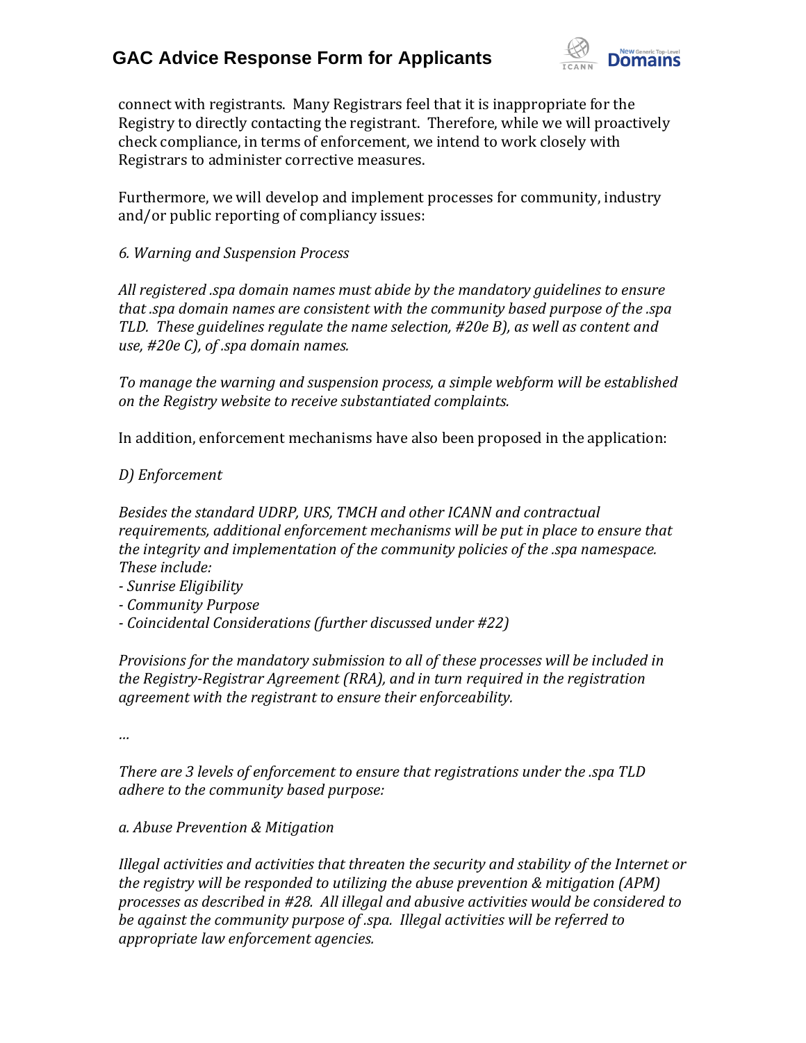connect with registrants. Many Registrars feel that it is inappropriate for the Registry to directly contacting the registrant. Therefore, while we will proactively check compliance, in terms of enforcement, we intend to work closely with Registrars to administer corrective measures.

Furthermore, we will develop and implement processes for community, industry and/or public reporting of compliancy issues:

*6. Warning and Suspension Process*

*All registered .spa domain names must abide by the mandatory guidelines to ensure that .spa domain names are consistent with the community based purpose of the .spa TLD. These guidelines regulate the name selection, #20e B), as well as content and use, #20e C), of .spa domain names.*

*To manage the warning and suspension process, a simple webform will be established on the Registry website to receive substantiated complaints.*

In addition, enforcement mechanisms have also been proposed in the application:

*D) Enforcement*

*Besides the standard UDRP, URS, TMCH and other ICANN and contractual requirements, additional enforcement mechanisms will be put in place to ensure that the integrity and implementation of the community policies of the .spa namespace. These include:*
*- Sunrise Eligibility*
*- Community Purpose*
*- Coincidental Considerations (further discussed under #22)*

*Provisions for the mandatory submission to all of these processes will be included in the Registry-Registrar Agreement (RRA), and in turn required in the registration agreement with the registrant to ensure their enforceability.*

*…*

*There are 3 levels of enforcement to ensure that registrations under the .spa TLD adhere to the community based purpose:*

*a. Abuse Prevention & Mitigation*

*Illegal activities and activities that threaten the security and stability of the Internet or the registry will be responded to utilizing the abuse prevention & mitigation (APM) processes as described in #28. All illegal and abusive activities would be considered to be against the community purpose of .spa. Illegal activities will be referred to appropriate law enforcement agencies.*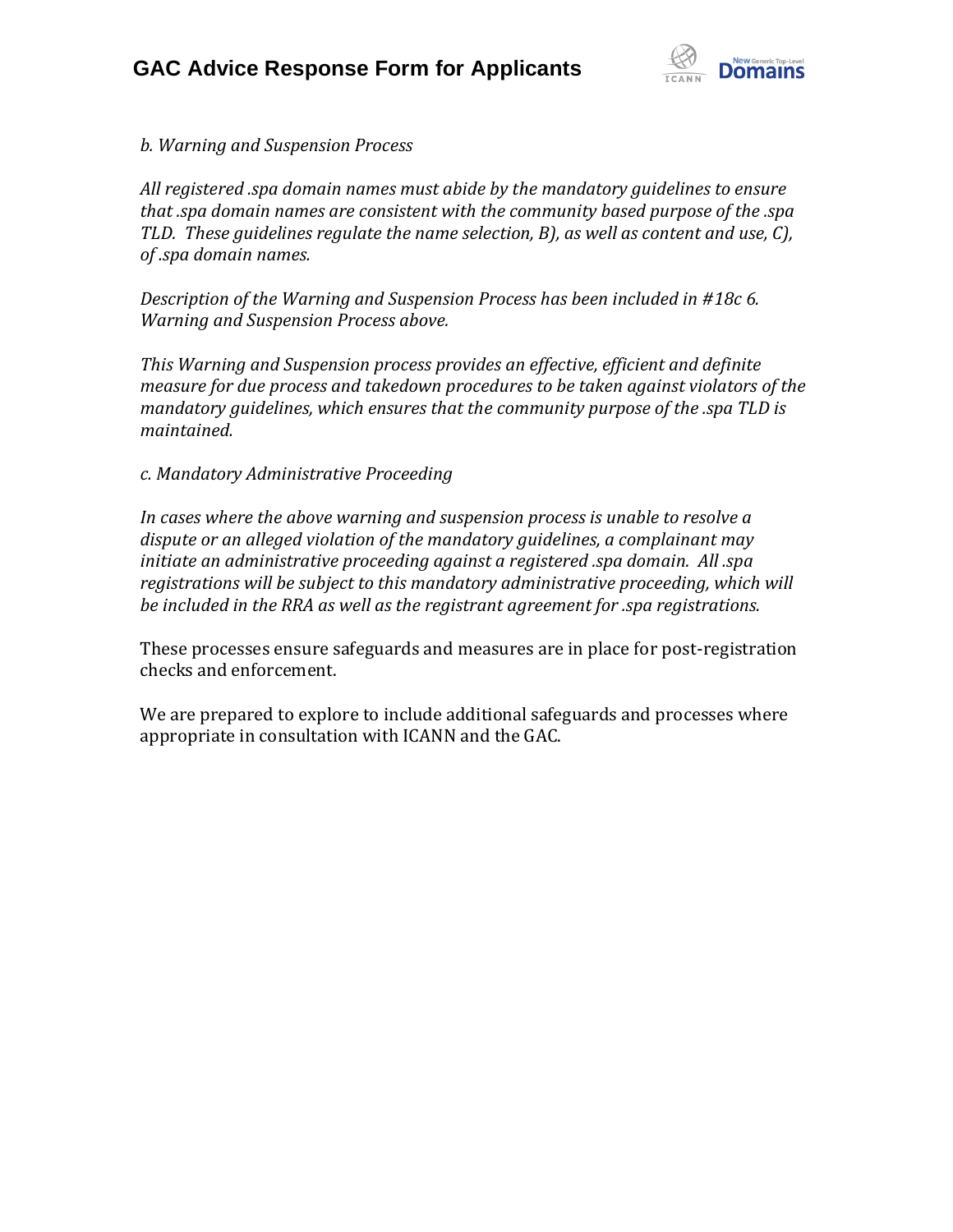*b. Warning and Suspension Process*

*All registered .spa domain names must abide by the mandatory guidelines to ensure that .spa domain names are consistent with the community based purpose of the .spa TLD. These guidelines regulate the name selection, B), as well as content and use, C), of .spa domain names.*

*Description of the Warning and Suspension Process has been included in #18c 6. Warning and Suspension Process above.*

*This Warning and Suspension process provides an effective, efficient and definite measure for due process and takedown procedures to be taken against violators of the mandatory guidelines, which ensures that the community purpose of the .spa TLD is maintained.*

*c. Mandatory Administrative Proceeding*

*In cases where the above warning and suspension process is unable to resolve a dispute or an alleged violation of the mandatory guidelines, a complainant may initiate an administrative proceeding against a registered .spa domain. All .spa registrations will be subject to this mandatory administrative proceeding, which will be included in the RRA as well as the registrant agreement for .spa registrations.*

These processes ensure safeguards and measures are in place for post-registration checks and enforcement.

We are prepared to explore to include additional safeguards and processes where appropriate in consultation with ICANN and the GAC.